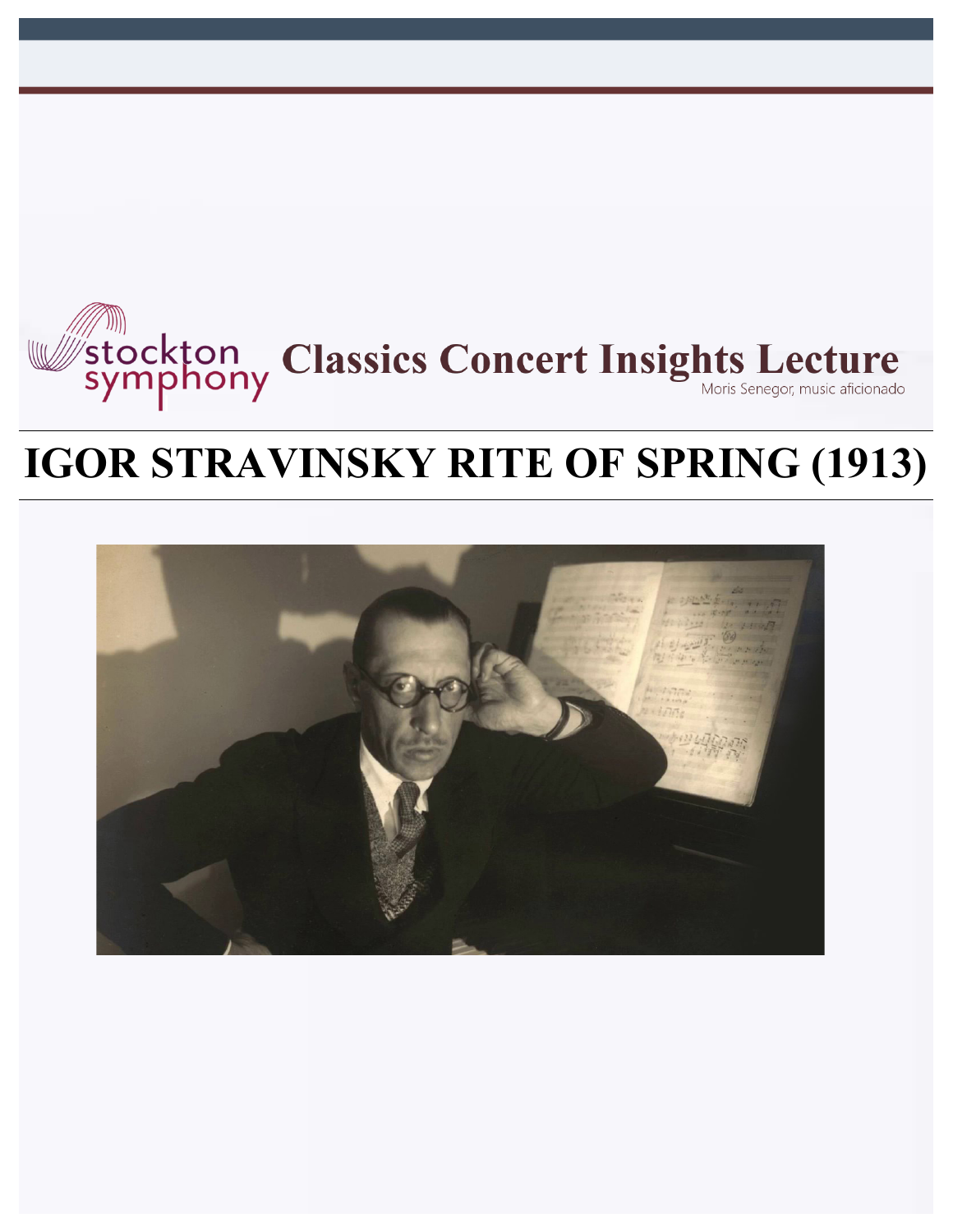stockton symphony

**Classics Concert Insights Lecture**

Moris Senegor, music aficionado

# IGOR STRAVINSKY RITE OF SPRING (1913)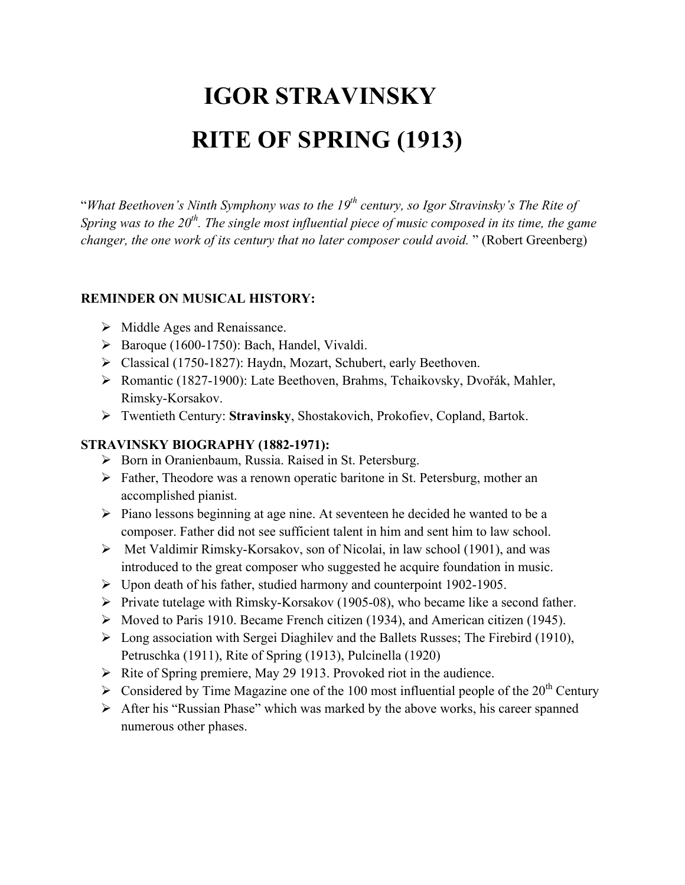# IGOR STRAVINSKY

# RITE OF SPRING (1913)

"*What Beethoven's Ninth Symphony was to the 19th century, so Igor Stravinsky's The Rite of Spring was to the 20th. The single most influential piece of music composed in its time, the game changer, the one work of its century that no later composer could avoid.* " (Robert Greenberg)

**REMINDER ON MUSICAL HISTORY:**

- Middle Ages and Renaissance.
- Baroque (1600-1750): Bach, Handel, Vivaldi.
- Classical (1750-1827): Haydn, Mozart, Schubert, early Beethoven.
- Romantic (1827-1900): Late Beethoven, Brahms, Tchaikovsky, Dvořák, Mahler, Rimsky-Korsakov.
- Twentieth Century: **Stravinsky**, Shostakovich, Prokofiev, Copland, Bartok.

**STRAVINSKY BIOGRAPHY (1882-1971):**

- Born in Oranienbaum, Russia. Raised in St. Petersburg.
- Father, Theodore was a renown operatic baritone in St. Petersburg, mother an accomplished pianist.
- Piano lessons beginning at age nine. At seventeen he decided he wanted to be a composer. Father did not see sufficient talent in him and sent him to law school.
- Met Valdimir Rimsky-Korsakov, son of Nicolai, in law school (1901), and was introduced to the great composer who suggested he acquire foundation in music.
- Upon death of his father, studied harmony and counterpoint 1902-1905.
- Private tutelage with Rimsky-Korsakov (1905-08), who became like a second father.
- Moved to Paris 1910. Became French citizen (1934), and American citizen (1945).
- Long association with Sergei Diaghilev and the Ballets Russes; The Firebird (1910), Petruschka (1911), Rite of Spring (1913), Pulcinella (1920)
- Rite of Spring premiere, May 29 1913. Provoked riot in the audience.
- Considered by Time Magazine one of the 100 most influential people of the 20th Century
- After his "Russian Phase" which was marked by the above works, his career spanned numerous other phases.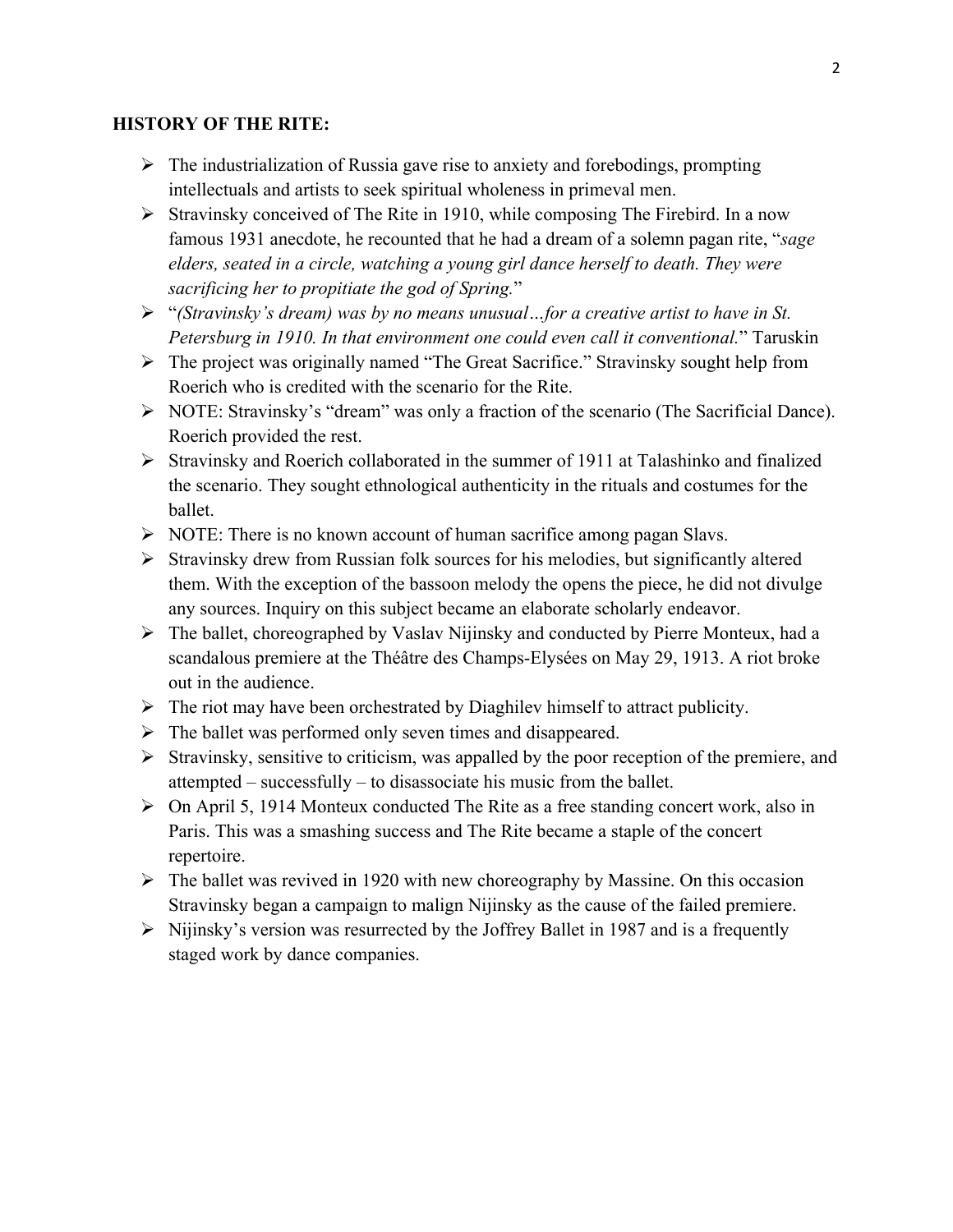**HISTORY OF THE RITE:**

- The industrialization of Russia gave rise to anxiety and forebodings, prompting intellectuals and artists to seek spiritual wholeness in primeval men.
- Stravinsky conceived of The Rite in 1910, while composing The Firebird. In a now famous 1931 anecdote, he recounted that he had a dream of a solemn pagan rite, "*sage elders, seated in a circle, watching a young girl dance herself to death. They were sacrificing her to propitiate the god of Spring.*"
- "*(Stravinsky's dream) was by no means unusual…for a creative artist to have in St. Petersburg in 1910. In that environment one could even call it conventional.*" Taruskin
- The project was originally named "The Great Sacrifice." Stravinsky sought help from Roerich who is credited with the scenario for the Rite.
- NOTE: Stravinsky's "dream" was only a fraction of the scenario (The Sacrificial Dance). Roerich provided the rest.
- Stravinsky and Roerich collaborated in the summer of 1911 at Talashinko and finalized the scenario. They sought ethnological authenticity in the rituals and costumes for the ballet.
- NOTE: There is no known account of human sacrifice among pagan Slavs.
- Stravinsky drew from Russian folk sources for his melodies, but significantly altered them. With the exception of the bassoon melody the opens the piece, he did not divulge any sources. Inquiry on this subject became an elaborate scholarly endeavor.
- The ballet, choreographed by Vaslav Nijinsky and conducted by Pierre Monteux, had a scandalous premiere at the Théâtre des Champs-Elysées on May 29, 1913. A riot broke out in the audience.
- The riot may have been orchestrated by Diaghilev himself to attract publicity.
- The ballet was performed only seven times and disappeared.
- Stravinsky, sensitive to criticism, was appalled by the poor reception of the premiere, and attempted – successfully – to disassociate his music from the ballet.
- On April 5, 1914 Monteux conducted The Rite as a free standing concert work, also in Paris. This was a smashing success and The Rite became a staple of the concert repertoire.
- The ballet was revived in 1920 with new choreography by Massine. On this occasion Stravinsky began a campaign to malign Nijinsky as the cause of the failed premiere.
- Nijinsky's version was resurrected by the Joffrey Ballet in 1987 and is a frequently staged work by dance companies.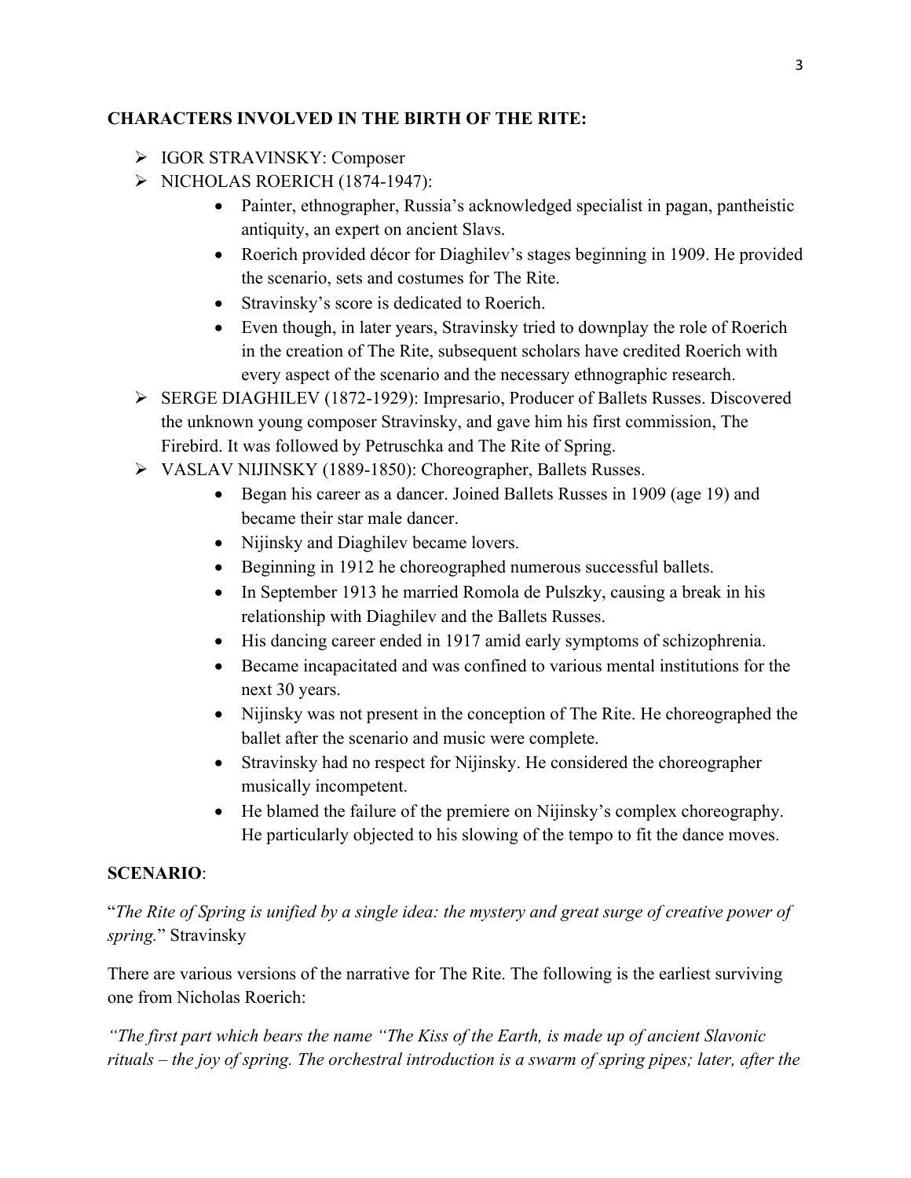**CHARACTERS INVOLVED IN THE BIRTH OF THE RITE:**

- IGOR STRAVINSKY: Composer
- NICHOLAS ROERICH (1874-1947):
    - Painter, ethnographer, Russia's acknowledged specialist in pagan, pantheistic antiquity, an expert on ancient Slavs.
    - Roerich provided décor for Diaghilev's stages beginning in 1909. He provided the scenario, sets and costumes for The Rite.
    - Stravinsky's score is dedicated to Roerich.
    - Even though, in later years, Stravinsky tried to downplay the role of Roerich in the creation of The Rite, subsequent scholars have credited Roerich with every aspect of the scenario and the necessary ethnographic research.
- SERGE DIAGHILEV (1872-1929): Impresario, Producer of Ballets Russes. Discovered the unknown young composer Stravinsky, and gave him his first commission, The Firebird. It was followed by Petruschka and The Rite of Spring.
- VASLAV NIJINSKY (1889-1850): Choreographer, Ballets Russes.
    - Began his career as a dancer. Joined Ballets Russes in 1909 (age 19) and became their star male dancer.
    - Nijinsky and Diaghilev became lovers.
    - Beginning in 1912 he choreographed numerous successful ballets.
    - In September 1913 he married Romola de Pulszky, causing a break in his relationship with Diaghilev and the Ballets Russes.
    - His dancing career ended in 1917 amid early symptoms of schizophrenia.
    - Became incapacitated and was confined to various mental institutions for the next 30 years.
    - Nijinsky was not present in the conception of The Rite. He choreographed the ballet after the scenario and music were complete.
    - Stravinsky had no respect for Nijinsky. He considered the choreographer musically incompetent.
    - He blamed the failure of the premiere on Nijinsky's complex choreography. He particularly objected to his slowing of the tempo to fit the dance moves.

**SCENARIO**:

"*The Rite of Spring is unified by a single idea: the mystery and great surge of creative power of spring.*" Stravinsky

There are various versions of the narrative for The Rite. The following is the earliest surviving one from Nicholas Roerich:

*"The first part which bears the name "The Kiss of the Earth, is made up of ancient Slavonic rituals – the joy of spring. The orchestral introduction is a swarm of spring pipes; later, after the*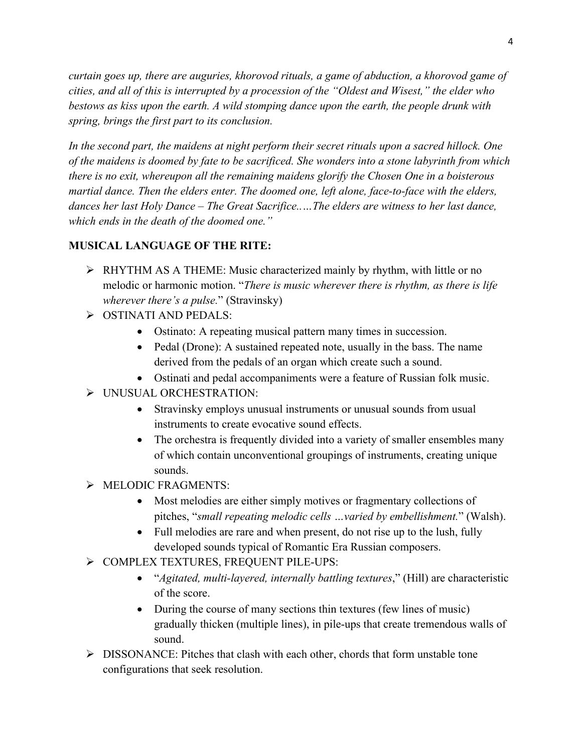*curtain goes up, there are auguries, khorovod rituals, a game of abduction, a khorovod game of cities, and all of this is interrupted by a procession of the "Oldest and Wisest," the elder who bestows as kiss upon the earth. A wild stomping dance upon the earth, the people drunk with spring, brings the first part to its conclusion.*

*In the second part, the maidens at night perform their secret rituals upon a sacred hillock. One of the maidens is doomed by fate to be sacrificed. She wonders into a stone labyrinth from which there is no exit, whereupon all the remaining maidens glorify the Chosen One in a boisterous martial dance. Then the elders enter. The doomed one, left alone, face-to-face with the elders, dances her last Holy Dance – The Great Sacrifice.….The elders are witness to her last dance, which ends in the death of the doomed one."*

**MUSICAL LANGUAGE OF THE RITE:**

- RHYTHM AS A THEME: Music characterized mainly by rhythm, with little or no melodic or harmonic motion. "*There is music wherever there is rhythm, as there is life wherever there's a pulse.*" (Stravinsky)
- OSTINATI AND PEDALS:
  - Ostinato: A repeating musical pattern many times in succession.
  - Pedal (Drone): A sustained repeated note, usually in the bass. The name derived from the pedals of an organ which create such a sound.
  - Ostinati and pedal accompaniments were a feature of Russian folk music.
- UNUSUAL ORCHESTRATION:
  - Stravinsky employs unusual instruments or unusual sounds from usual instruments to create evocative sound effects.
  - The orchestra is frequently divided into a variety of smaller ensembles many of which contain unconventional groupings of instruments, creating unique sounds.
- MELODIC FRAGMENTS:
  - Most melodies are either simply motives or fragmentary collections of pitches, "*small repeating melodic cells …varied by embellishment.*" (Walsh).
  - Full melodies are rare and when present, do not rise up to the lush, fully developed sounds typical of Romantic Era Russian composers.
- COMPLEX TEXTURES, FREQUENT PILE-UPS:
  - "*Agitated, multi-layered, internally battling textures*," (Hill) are characteristic of the score.
  - During the course of many sections thin textures (few lines of music) gradually thicken (multiple lines), in pile-ups that create tremendous walls of sound.
- DISSONANCE: Pitches that clash with each other, chords that form unstable tone configurations that seek resolution.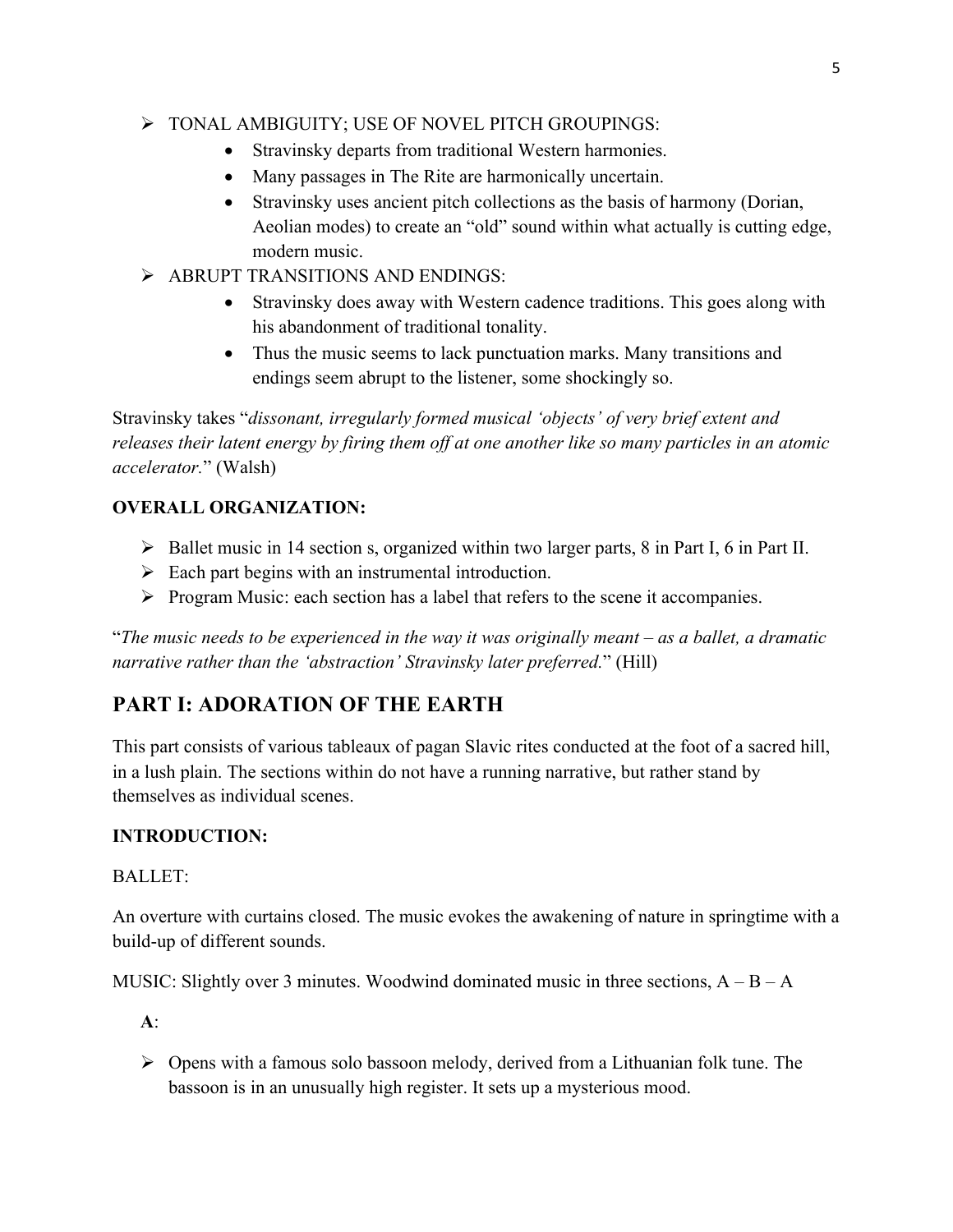- TONAL AMBIGUITY; USE OF NOVEL PITCH GROUPINGS:
    - Stravinsky departs from traditional Western harmonies.
    - Many passages in The Rite are harmonically uncertain.
    - Stravinsky uses ancient pitch collections as the basis of harmony (Dorian, Aeolian modes) to create an "old" sound within what actually is cutting edge, modern music.
- ABRUPT TRANSITIONS AND ENDINGS:
    - Stravinsky does away with Western cadence traditions. This goes along with his abandonment of traditional tonality.
    - Thus the music seems to lack punctuation marks. Many transitions and endings seem abrupt to the listener, some shockingly so.

Stravinsky takes "*dissonant, irregularly formed musical 'objects' of very brief extent and releases their latent energy by firing them off at one another like so many particles in an atomic accelerator.*" (Walsh)

**OVERALL ORGANIZATION:**

- Ballet music in 14 section s, organized within two larger parts, 8 in Part I, 6 in Part II.
- Each part begins with an instrumental introduction.
- Program Music: each section has a label that refers to the scene it accompanies.

"*The music needs to be experienced in the way it was originally meant – as a ballet, a dramatic narrative rather than the 'abstraction' Stravinsky later preferred.*" (Hill)

## PART I: ADORATION OF THE EARTH

This part consists of various tableaux of pagan Slavic rites conducted at the foot of a sacred hill, in a lush plain. The sections within do not have a running narrative, but rather stand by themselves as individual scenes.

**INTRODUCTION:**

BALLET:

An overture with curtains closed. The music evokes the awakening of nature in springtime with a build-up of different sounds.

MUSIC: Slightly over 3 minutes. Woodwind dominated music in three sections, A – B – A

**A**:

- Opens with a famous solo bassoon melody, derived from a Lithuanian folk tune. The bassoon is in an unusually high register. It sets up a mysterious mood.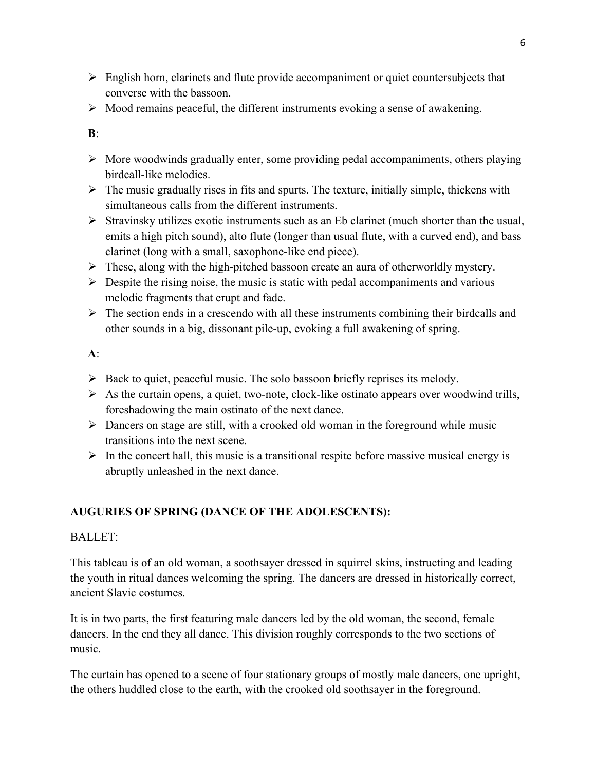- English horn, clarinets and flute provide accompaniment or quiet countersubjects that converse with the bassoon.
- Mood remains peaceful, the different instruments evoking a sense of awakening.

**B**:

- More woodwinds gradually enter, some providing pedal accompaniments, others playing birdcall-like melodies.
- The music gradually rises in fits and spurts. The texture, initially simple, thickens with simultaneous calls from the different instruments.
- Stravinsky utilizes exotic instruments such as an Eb clarinet (much shorter than the usual, emits a high pitch sound), alto flute (longer than usual flute, with a curved end), and bass clarinet (long with a small, saxophone-like end piece).
- These, along with the high-pitched bassoon create an aura of otherworldly mystery.
- Despite the rising noise, the music is static with pedal accompaniments and various melodic fragments that erupt and fade.
- The section ends in a crescendo with all these instruments combining their birdcalls and other sounds in a big, dissonant pile-up, evoking a full awakening of spring.

**A**:

- Back to quiet, peaceful music. The solo bassoon briefly reprises its melody.
- As the curtain opens, a quiet, two-note, clock-like ostinato appears over woodwind trills, foreshadowing the main ostinato of the next dance.
- Dancers on stage are still, with a crooked old woman in the foreground while music transitions into the next scene.
- In the concert hall, this music is a transitional respite before massive musical energy is abruptly unleashed in the next dance.

## AUGURIES OF SPRING (DANCE OF THE ADOLESCENTS):

BALLET:

This tableau is of an old woman, a soothsayer dressed in squirrel skins, instructing and leading the youth in ritual dances welcoming the spring. The dancers are dressed in historically correct, ancient Slavic costumes.

It is in two parts, the first featuring male dancers led by the old woman, the second, female dancers. In the end they all dance. This division roughly corresponds to the two sections of music.

The curtain has opened to a scene of four stationary groups of mostly male dancers, one upright, the others huddled close to the earth, with the crooked old soothsayer in the foreground.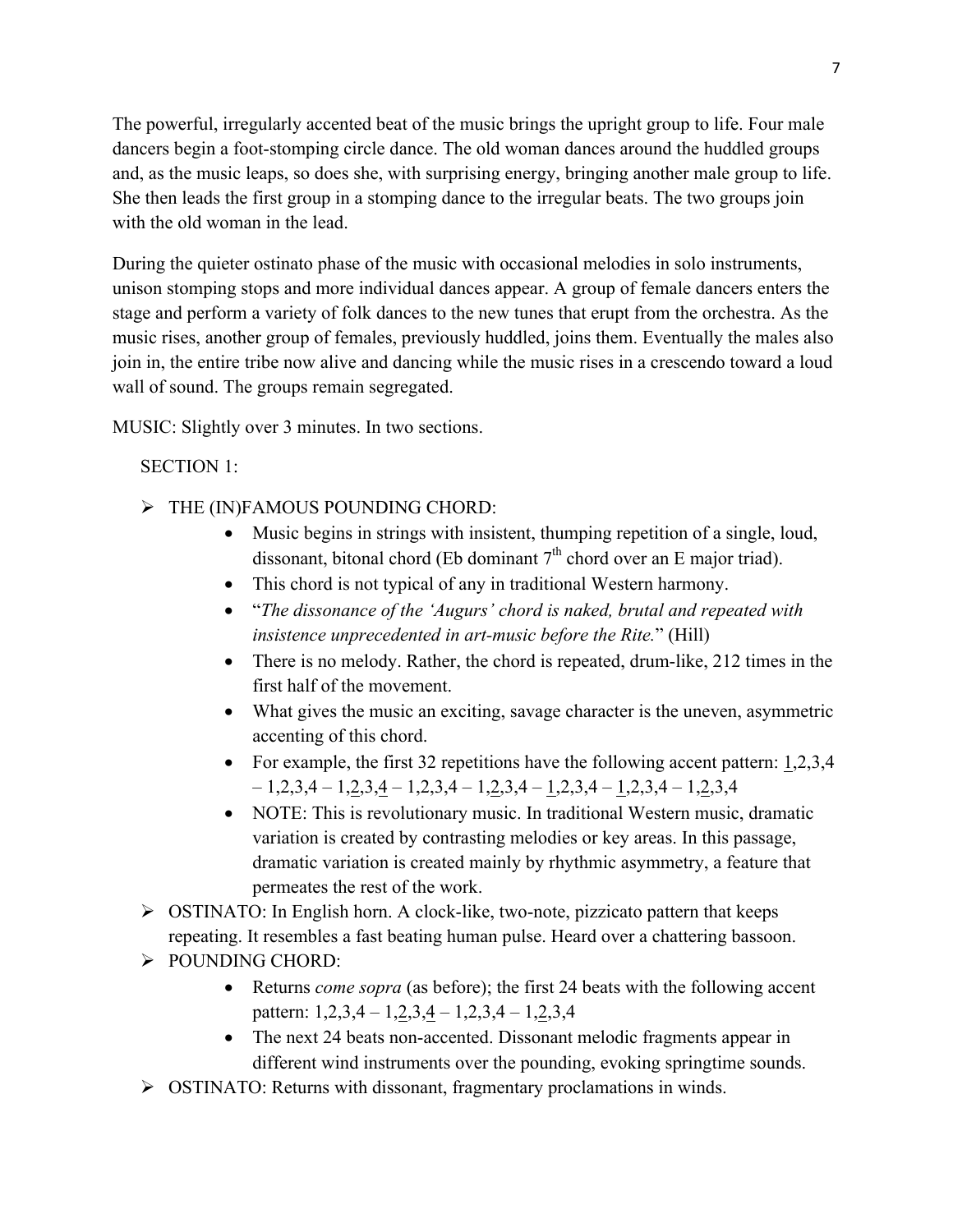The powerful, irregularly accented beat of the music brings the upright group to life. Four male dancers begin a foot-stomping circle dance. The old woman dances around the huddled groups and, as the music leaps, so does she, with surprising energy, bringing another male group to life. She then leads the first group in a stomping dance to the irregular beats. The two groups join with the old woman in the lead.

During the quieter ostinato phase of the music with occasional melodies in solo instruments, unison stomping stops and more individual dances appear. A group of female dancers enters the stage and perform a variety of folk dances to the new tunes that erupt from the orchestra. As the music rises, another group of females, previously huddled, joins them. Eventually the males also join in, the entire tribe now alive and dancing while the music rises in a crescendo toward a loud wall of sound. The groups remain segregated.

MUSIC: Slightly over 3 minutes. In two sections.

SECTION 1:

- THE (IN)FAMOUS POUNDING CHORD:
  - Music begins in strings with insistent, thumping repetition of a single, loud, dissonant, bitonal chord (Eb dominant 7th chord over an E major triad).
  - This chord is not typical of any in traditional Western harmony.
  - "*The dissonance of the 'Augurs' chord is naked, brutal and repeated with insistence unprecedented in art-music before the Rite.*" (Hill)
  - There is no melody. Rather, the chord is repeated, drum-like, 212 times in the first half of the movement.
  - What gives the music an exciting, savage character is the uneven, asymmetric accenting of this chord.
  - For example, the first 32 repetitions have the following accent pattern: <u>1</u>,2,3,4 – 1,2,3,4 – 1,<u>2</u>,3,<u>4</u> – 1,2,3,4 – 1,<u>2</u>,3,4 – <u>1</u>,2,3,4 – <u>1</u>,2,3,4 – 1,<u>2</u>,3,4
  - NOTE: This is revolutionary music. In traditional Western music, dramatic variation is created by contrasting melodies or key areas. In this passage, dramatic variation is created mainly by rhythmic asymmetry, a feature that permeates the rest of the work.
- OSTINATO: In English horn. A clock-like, two-note, pizzicato pattern that keeps repeating. It resembles a fast beating human pulse. Heard over a chattering bassoon.
- POUNDING CHORD:
  - Returns *come sopra* (as before); the first 24 beats with the following accent pattern: 1,2,3,4 – 1,<u>2</u>,3,<u>4</u> – 1,2,3,4 – 1,<u>2</u>,3,4
  - The next 24 beats non-accented. Dissonant melodic fragments appear in different wind instruments over the pounding, evoking springtime sounds.
- OSTINATO: Returns with dissonant, fragmentary proclamations in winds.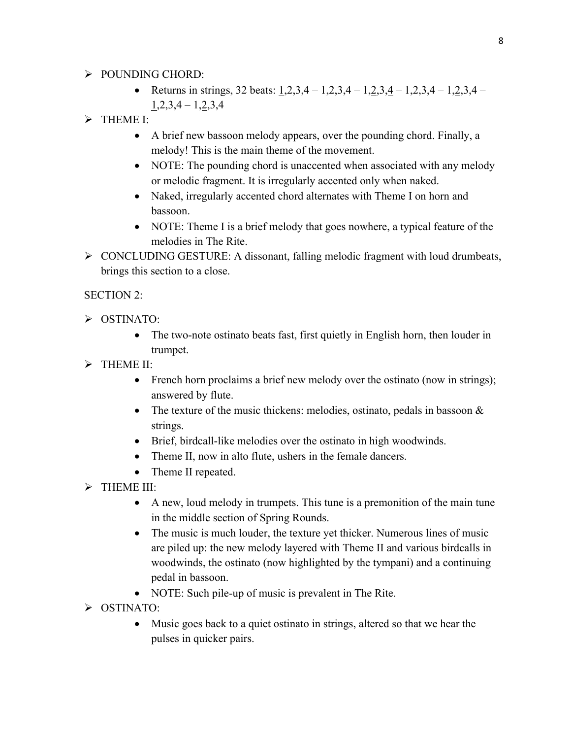- POUNDING CHORD:
  - Returns in strings, 32 beats: <u>1</u>,2,3,4 – 1,2,3,4 – 1,<u>2</u>,3,<u>4</u> – 1,2,3,4 – 1,<u>2</u>,3,4 – <u>1</u>,2,3,4 – 1,<u>2</u>,3,4
- THEME I:
  - A brief new bassoon melody appears, over the pounding chord. Finally, a melody! This is the main theme of the movement.
  - NOTE: The pounding chord is unaccented when associated with any melody or melodic fragment. It is irregularly accented only when naked.
  - Naked, irregularly accented chord alternates with Theme I on horn and bassoon.
  - NOTE: Theme I is a brief melody that goes nowhere, a typical feature of the melodies in The Rite.
- CONCLUDING GESTURE: A dissonant, falling melodic fragment with loud drumbeats, brings this section to a close.

SECTION 2:

- OSTINATO:
  - The two-note ostinato beats fast, first quietly in English horn, then louder in trumpet.
- THEME II:
  - French horn proclaims a brief new melody over the ostinato (now in strings); answered by flute.
  - The texture of the music thickens: melodies, ostinato, pedals in bassoon & strings.
  - Brief, birdcall-like melodies over the ostinato in high woodwinds.
  - Theme II, now in alto flute, ushers in the female dancers.
  - Theme II repeated.
- THEME III:
  - A new, loud melody in trumpets. This tune is a premonition of the main tune in the middle section of Spring Rounds.
  - The music is much louder, the texture yet thicker. Numerous lines of music are piled up: the new melody layered with Theme II and various birdcalls in woodwinds, the ostinato (now highlighted by the tympani) and a continuing pedal in bassoon.
  - NOTE: Such pile-up of music is prevalent in The Rite.
- OSTINATO:
  - Music goes back to a quiet ostinato in strings, altered so that we hear the pulses in quicker pairs.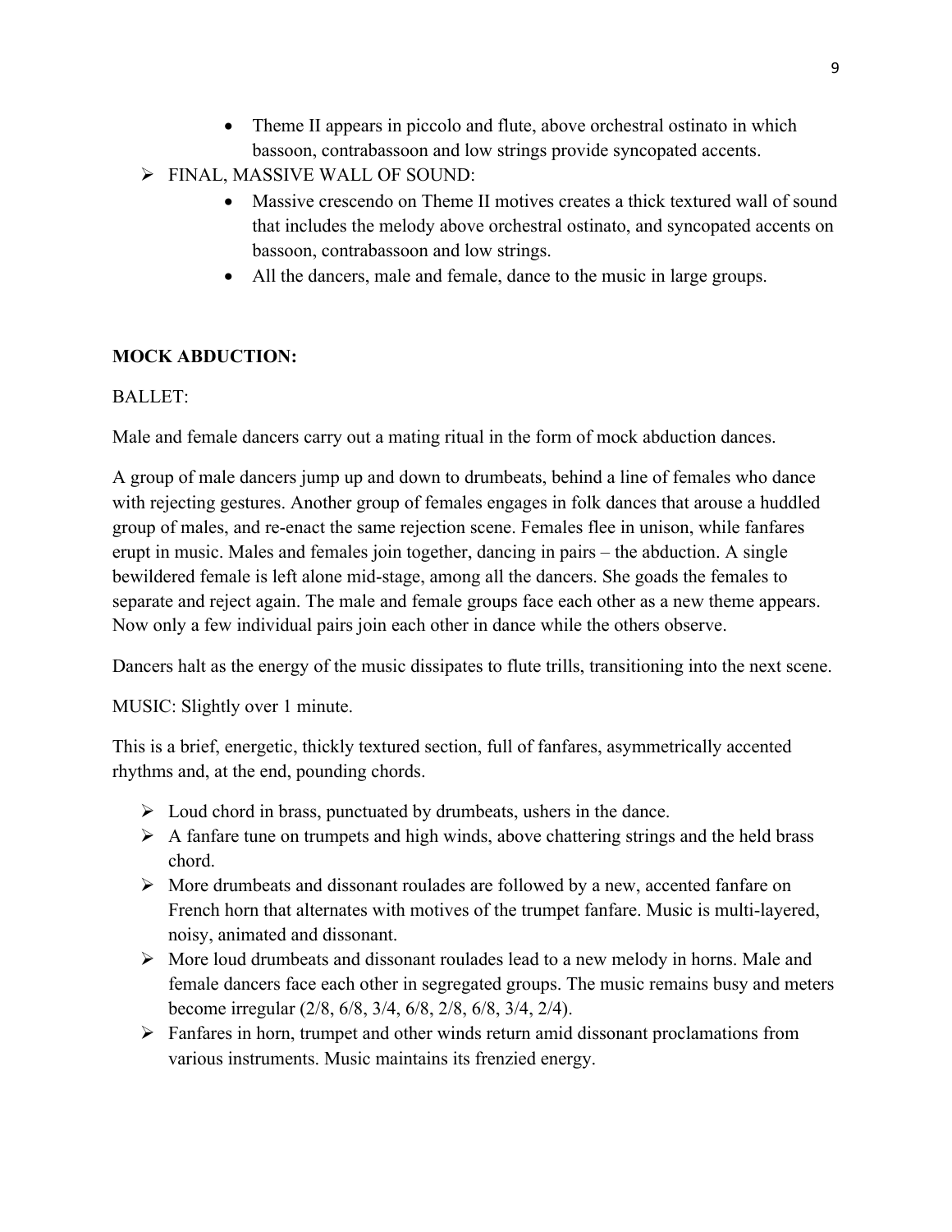- Theme II appears in piccolo and flute, above orchestral ostinato in which bassoon, contrabassoon and low strings provide syncopated accents.

- FINAL, MASSIVE WALL OF SOUND:
  - Massive crescendo on Theme II motives creates a thick textured wall of sound that includes the melody above orchestral ostinato, and syncopated accents on bassoon, contrabassoon and low strings.
  - All the dancers, male and female, dance to the music in large groups.

**MOCK ABDUCTION:**

BALLET:

Male and female dancers carry out a mating ritual in the form of mock abduction dances.

A group of male dancers jump up and down to drumbeats, behind a line of females who dance with rejecting gestures. Another group of females engages in folk dances that arouse a huddled group of males, and re-enact the same rejection scene. Females flee in unison, while fanfares erupt in music. Males and females join together, dancing in pairs – the abduction. A single bewildered female is left alone mid-stage, among all the dancers. She goads the females to separate and reject again. The male and female groups face each other as a new theme appears. Now only a few individual pairs join each other in dance while the others observe.

Dancers halt as the energy of the music dissipates to flute trills, transitioning into the next scene.

MUSIC: Slightly over 1 minute.

This is a brief, energetic, thickly textured section, full of fanfares, asymmetrically accented rhythms and, at the end, pounding chords.

- Loud chord in brass, punctuated by drumbeats, ushers in the dance.
- A fanfare tune on trumpets and high winds, above chattering strings and the held brass chord.
- More drumbeats and dissonant roulades are followed by a new, accented fanfare on French horn that alternates with motives of the trumpet fanfare. Music is multi-layered, noisy, animated and dissonant.
- More loud drumbeats and dissonant roulades lead to a new melody in horns. Male and female dancers face each other in segregated groups. The music remains busy and meters become irregular (2/8, 6/8, 3/4, 6/8, 2/8, 6/8, 3/4, 2/4).
- Fanfares in horn, trumpet and other winds return amid dissonant proclamations from various instruments. Music maintains its frenzied energy.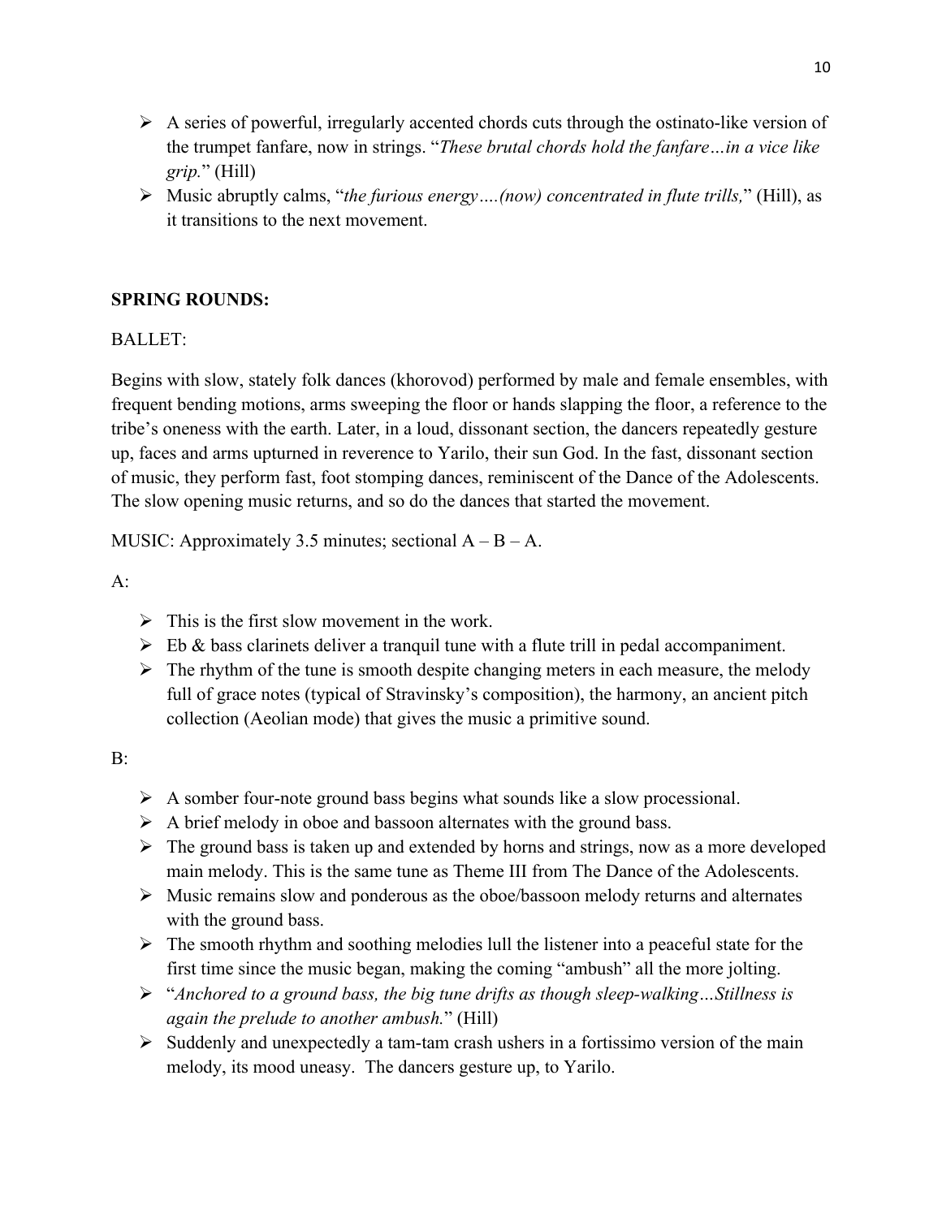- A series of powerful, irregularly accented chords cuts through the ostinato-like version of the trumpet fanfare, now in strings. "*These brutal chords hold the fanfare…in a vice like grip.*" (Hill)
- Music abruptly calms, "*the furious energy….(now) concentrated in flute trills,*" (Hill), as it transitions to the next movement.

**SPRING ROUNDS:**

BALLET:

Begins with slow, stately folk dances (khorovod) performed by male and female ensembles, with frequent bending motions, arms sweeping the floor or hands slapping the floor, a reference to the tribe's oneness with the earth. Later, in a loud, dissonant section, the dancers repeatedly gesture up, faces and arms upturned in reverence to Yarilo, their sun God. In the fast, dissonant section of music, they perform fast, foot stomping dances, reminiscent of the Dance of the Adolescents. The slow opening music returns, and so do the dances that started the movement.

MUSIC: Approximately 3.5 minutes; sectional A – B – A.

A:

- This is the first slow movement in the work.
- Eb & bass clarinets deliver a tranquil tune with a flute trill in pedal accompaniment.
- The rhythm of the tune is smooth despite changing meters in each measure, the melody full of grace notes (typical of Stravinsky's composition), the harmony, an ancient pitch collection (Aeolian mode) that gives the music a primitive sound.

B:

- A somber four-note ground bass begins what sounds like a slow processional.
- A brief melody in oboe and bassoon alternates with the ground bass.
- The ground bass is taken up and extended by horns and strings, now as a more developed main melody. This is the same tune as Theme III from The Dance of the Adolescents.
- Music remains slow and ponderous as the oboe/bassoon melody returns and alternates with the ground bass.
- The smooth rhythm and soothing melodies lull the listener into a peaceful state for the first time since the music began, making the coming "ambush" all the more jolting.
- "*Anchored to a ground bass, the big tune drifts as though sleep-walking…Stillness is again the prelude to another ambush.*" (Hill)
- Suddenly and unexpectedly a tam-tam crash ushers in a fortissimo version of the main melody, its mood uneasy. The dancers gesture up, to Yarilo.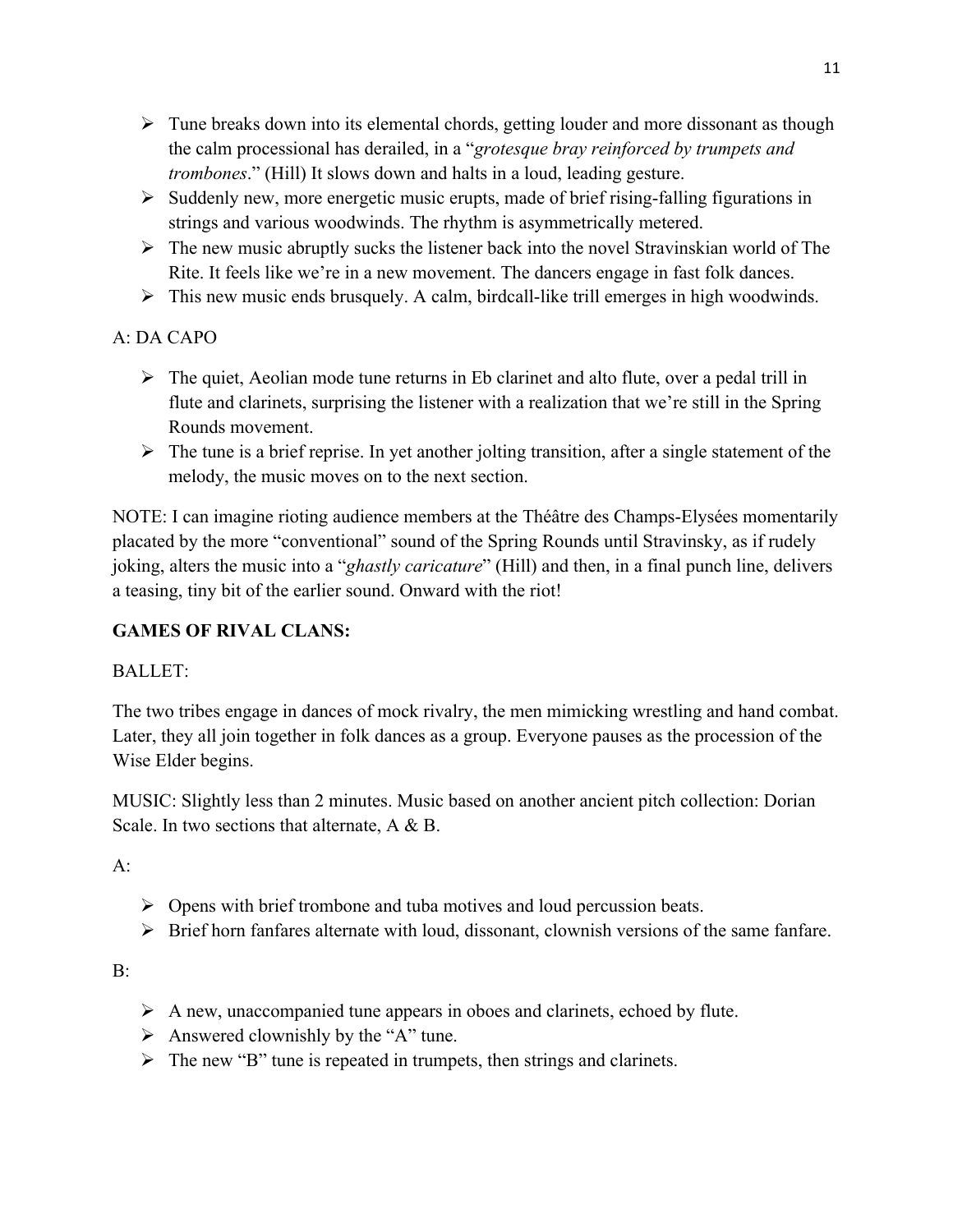- Tune breaks down into its elemental chords, getting louder and more dissonant as though the calm processional has derailed, in a "*grotesque bray reinforced by trumpets and trombones*." (Hill) It slows down and halts in a loud, leading gesture.
- Suddenly new, more energetic music erupts, made of brief rising-falling figurations in strings and various woodwinds. The rhythm is asymmetrically metered.
- The new music abruptly sucks the listener back into the novel Stravinskian world of The Rite. It feels like we're in a new movement. The dancers engage in fast folk dances.
- This new music ends brusquely. A calm, birdcall-like trill emerges in high woodwinds.

A: DA CAPO

- The quiet, Aeolian mode tune returns in Eb clarinet and alto flute, over a pedal trill in flute and clarinets, surprising the listener with a realization that we're still in the Spring Rounds movement.
- The tune is a brief reprise. In yet another jolting transition, after a single statement of the melody, the music moves on to the next section.

NOTE: I can imagine rioting audience members at the Théâtre des Champs-Elysées momentarily placated by the more "conventional" sound of the Spring Rounds until Stravinsky, as if rudely joking, alters the music into a "*ghastly caricature*" (Hill) and then, in a final punch line, delivers a teasing, tiny bit of the earlier sound. Onward with the riot!

**GAMES OF RIVAL CLANS:**

BALLET:

The two tribes engage in dances of mock rivalry, the men mimicking wrestling and hand combat. Later, they all join together in folk dances as a group. Everyone pauses as the procession of the Wise Elder begins.

MUSIC: Slightly less than 2 minutes. Music based on another ancient pitch collection: Dorian Scale. In two sections that alternate, A & B.

A:

- Opens with brief trombone and tuba motives and loud percussion beats.
- Brief horn fanfares alternate with loud, dissonant, clownish versions of the same fanfare.

B:

- A new, unaccompanied tune appears in oboes and clarinets, echoed by flute.
- Answered clownishly by the "A" tune.
- The new "B" tune is repeated in trumpets, then strings and clarinets.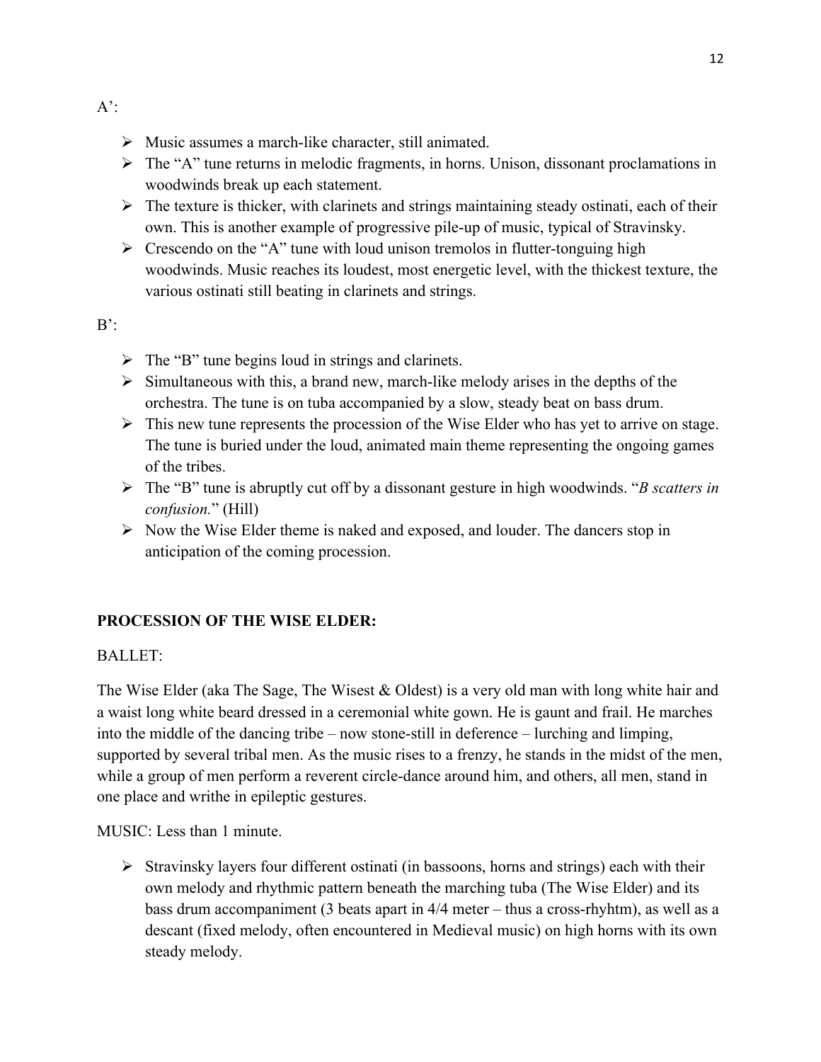A':

- Music assumes a march-like character, still animated.
- The "A" tune returns in melodic fragments, in horns. Unison, dissonant proclamations in woodwinds break up each statement.
- The texture is thicker, with clarinets and strings maintaining steady ostinati, each of their own. This is another example of progressive pile-up of music, typical of Stravinsky.
- Crescendo on the "A" tune with loud unison tremolos in flutter-tonguing high woodwinds. Music reaches its loudest, most energetic level, with the thickest texture, the various ostinati still beating in clarinets and strings.

B':

- The "B" tune begins loud in strings and clarinets.
- Simultaneous with this, a brand new, march-like melody arises in the depths of the orchestra. The tune is on tuba accompanied by a slow, steady beat on bass drum.
- This new tune represents the procession of the Wise Elder who has yet to arrive on stage. The tune is buried under the loud, animated main theme representing the ongoing games of the tribes.
- The "B" tune is abruptly cut off by a dissonant gesture in high woodwinds. "*B scatters in confusion.*" (Hill)
- Now the Wise Elder theme is naked and exposed, and louder. The dancers stop in anticipation of the coming procession.

**PROCESSION OF THE WISE ELDER:**

BALLET:

The Wise Elder (aka The Sage, The Wisest & Oldest) is a very old man with long white hair and a waist long white beard dressed in a ceremonial white gown. He is gaunt and frail. He marches into the middle of the dancing tribe – now stone-still in deference – lurching and limping, supported by several tribal men. As the music rises to a frenzy, he stands in the midst of the men, while a group of men perform a reverent circle-dance around him, and others, all men, stand in one place and writhe in epileptic gestures.

MUSIC: Less than 1 minute.

- Stravinsky layers four different ostinati (in bassoons, horns and strings) each with their own melody and rhythmic pattern beneath the marching tuba (The Wise Elder) and its bass drum accompaniment (3 beats apart in 4/4 meter – thus a cross-rhyhtm), as well as a descant (fixed melody, often encountered in Medieval music) on high horns with its own steady melody.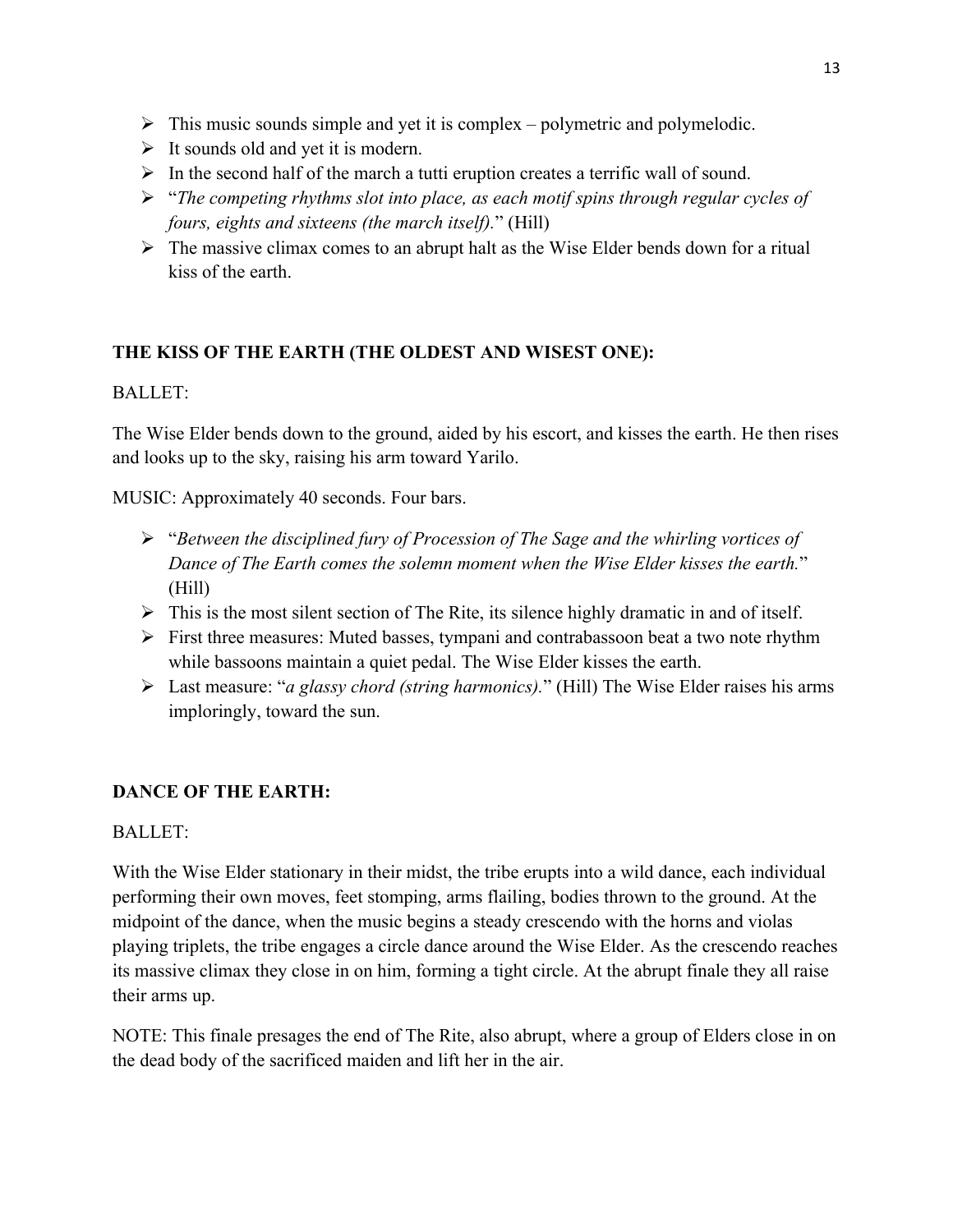- This music sounds simple and yet it is complex – polymetric and polymelodic.
- It sounds old and yet it is modern.
- In the second half of the march a tutti eruption creates a terrific wall of sound.
- "*The competing rhythms slot into place, as each motif spins through regular cycles of fours, eights and sixteens (the march itself).*" (Hill)
- The massive climax comes to an abrupt halt as the Wise Elder bends down for a ritual kiss of the earth.

**THE KISS OF THE EARTH (THE OLDEST AND WISEST ONE):**

BALLET:

The Wise Elder bends down to the ground, aided by his escort, and kisses the earth. He then rises and looks up to the sky, raising his arm toward Yarilo.

MUSIC: Approximately 40 seconds. Four bars.

- "*Between the disciplined fury of Procession of The Sage and the whirling vortices of Dance of The Earth comes the solemn moment when the Wise Elder kisses the earth.*" (Hill)
- This is the most silent section of The Rite, its silence highly dramatic in and of itself.
- First three measures: Muted basses, tympani and contrabassoon beat a two note rhythm while bassoons maintain a quiet pedal. The Wise Elder kisses the earth.
- Last measure: "*a glassy chord (string harmonics).*" (Hill) The Wise Elder raises his arms imploringly, toward the sun.

**DANCE OF THE EARTH:**

BALLET:

With the Wise Elder stationary in their midst, the tribe erupts into a wild dance, each individual performing their own moves, feet stomping, arms flailing, bodies thrown to the ground. At the midpoint of the dance, when the music begins a steady crescendo with the horns and violas playing triplets, the tribe engages a circle dance around the Wise Elder. As the crescendo reaches its massive climax they close in on him, forming a tight circle. At the abrupt finale they all raise their arms up.

NOTE: This finale presages the end of The Rite, also abrupt, where a group of Elders close in on the dead body of the sacrificed maiden and lift her in the air.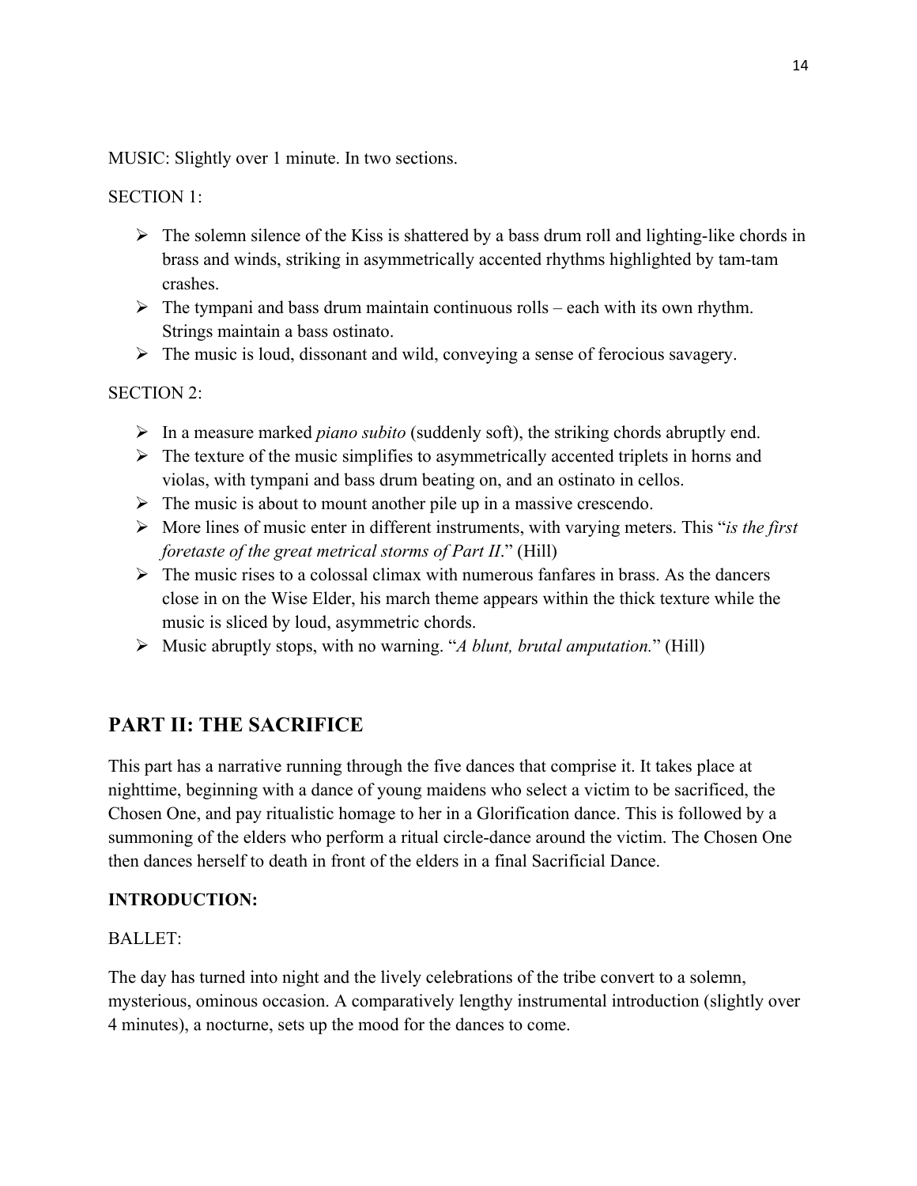MUSIC: Slightly over 1 minute. In two sections.

SECTION 1:

- The solemn silence of the Kiss is shattered by a bass drum roll and lighting-like chords in brass and winds, striking in asymmetrically accented rhythms highlighted by tam-tam crashes.
- The tympani and bass drum maintain continuous rolls – each with its own rhythm. Strings maintain a bass ostinato.
- The music is loud, dissonant and wild, conveying a sense of ferocious savagery.

SECTION 2:

- In a measure marked *piano subito* (suddenly soft), the striking chords abruptly end.
- The texture of the music simplifies to asymmetrically accented triplets in horns and violas, with tympani and bass drum beating on, and an ostinato in cellos.
- The music is about to mount another pile up in a massive crescendo.
- More lines of music enter in different instruments, with varying meters. This "*is the first foretaste of the great metrical storms of Part II*." (Hill)
- The music rises to a colossal climax with numerous fanfares in brass. As the dancers close in on the Wise Elder, his march theme appears within the thick texture while the music is sliced by loud, asymmetric chords.
- Music abruptly stops, with no warning. "*A blunt, brutal amputation.*" (Hill)

## PART II: THE SACRIFICE

This part has a narrative running through the five dances that comprise it. It takes place at nighttime, beginning with a dance of young maidens who select a victim to be sacrificed, the Chosen One, and pay ritualistic homage to her in a Glorification dance. This is followed by a summoning of the elders who perform a ritual circle-dance around the victim. The Chosen One then dances herself to death in front of the elders in a final Sacrificial Dance.

**INTRODUCTION:**

BALLET:

The day has turned into night and the lively celebrations of the tribe convert to a solemn, mysterious, ominous occasion. A comparatively lengthy instrumental introduction (slightly over 4 minutes), a nocturne, sets up the mood for the dances to come.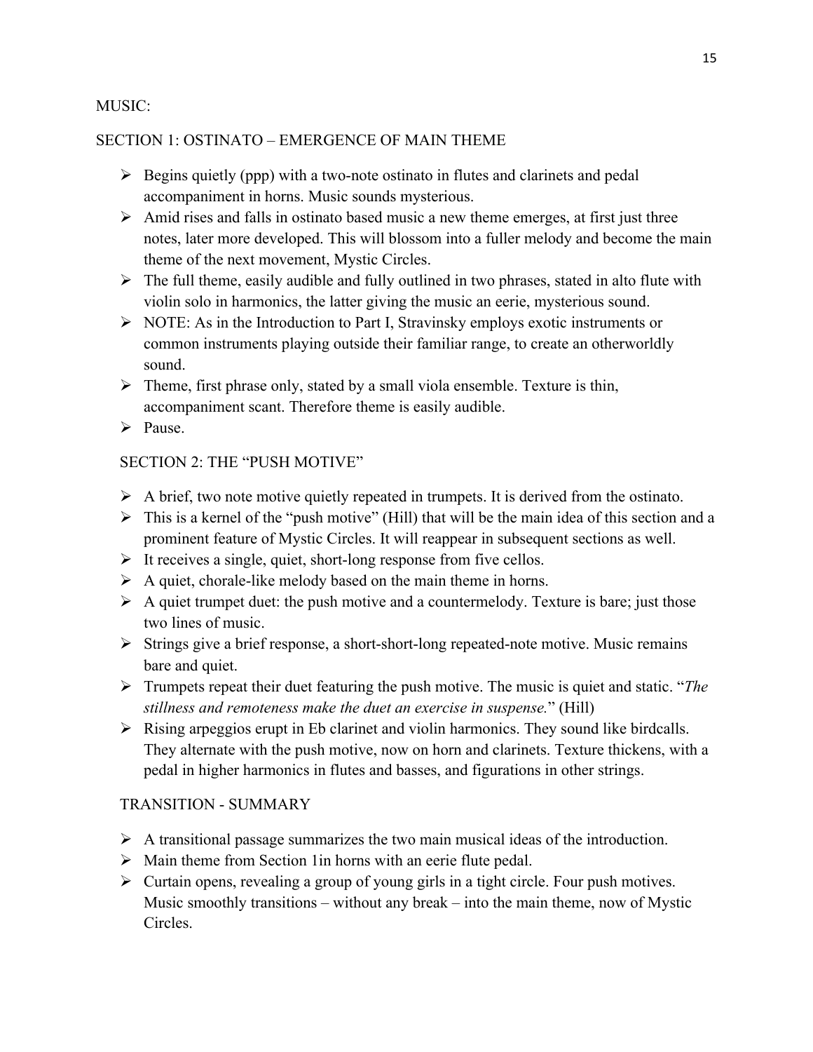MUSIC:

SECTION 1: OSTINATO – EMERGENCE OF MAIN THEME

- Begins quietly (ppp) with a two-note ostinato in flutes and clarinets and pedal accompaniment in horns. Music sounds mysterious.
- Amid rises and falls in ostinato based music a new theme emerges, at first just three notes, later more developed. This will blossom into a fuller melody and become the main theme of the next movement, Mystic Circles.
- The full theme, easily audible and fully outlined in two phrases, stated in alto flute with violin solo in harmonics, the latter giving the music an eerie, mysterious sound.
- NOTE: As in the Introduction to Part I, Stravinsky employs exotic instruments or common instruments playing outside their familiar range, to create an otherworldly sound.
- Theme, first phrase only, stated by a small viola ensemble. Texture is thin, accompaniment scant. Therefore theme is easily audible.
- Pause.

SECTION 2: THE "PUSH MOTIVE"

- A brief, two note motive quietly repeated in trumpets. It is derived from the ostinato.
- This is a kernel of the "push motive" (Hill) that will be the main idea of this section and a prominent feature of Mystic Circles. It will reappear in subsequent sections as well.
- It receives a single, quiet, short-long response from five cellos.
- A quiet, chorale-like melody based on the main theme in horns.
- A quiet trumpet duet: the push motive and a countermelody. Texture is bare; just those two lines of music.
- Strings give a brief response, a short-short-long repeated-note motive. Music remains bare and quiet.
- Trumpets repeat their duet featuring the push motive. The music is quiet and static. "*The stillness and remoteness make the duet an exercise in suspense.*" (Hill)
- Rising arpeggios erupt in Eb clarinet and violin harmonics. They sound like birdcalls. They alternate with the push motive, now on horn and clarinets. Texture thickens, with a pedal in higher harmonics in flutes and basses, and figurations in other strings.

TRANSITION - SUMMARY

- A transitional passage summarizes the two main musical ideas of the introduction.
- Main theme from Section 1in horns with an eerie flute pedal.
- Curtain opens, revealing a group of young girls in a tight circle. Four push motives. Music smoothly transitions – without any break – into the main theme, now of Mystic Circles.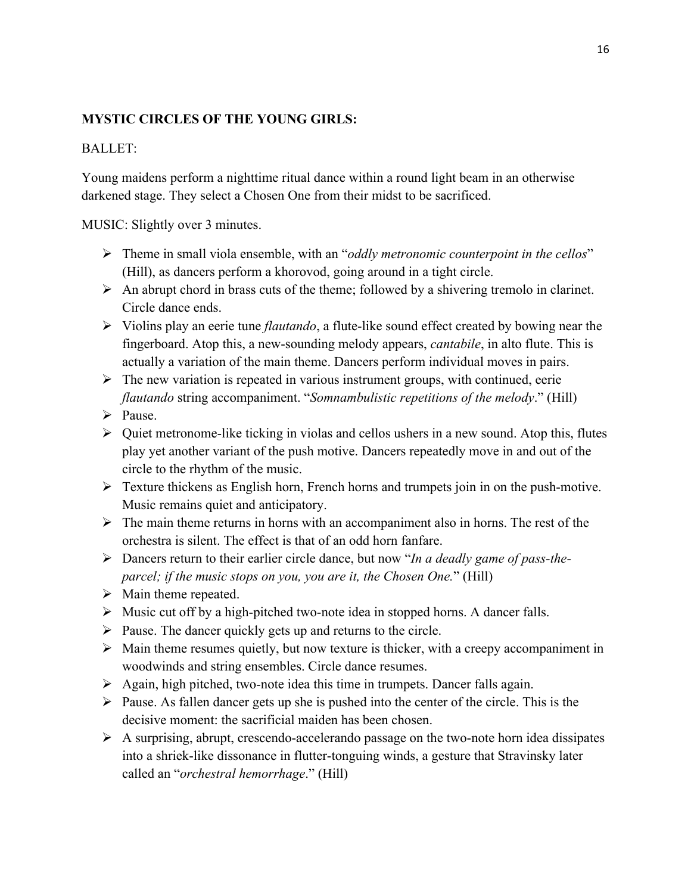**MYSTIC CIRCLES OF THE YOUNG GIRLS:**

BALLET:

Young maidens perform a nighttime ritual dance within a round light beam in an otherwise darkened stage. They select a Chosen One from their midst to be sacrificed.

MUSIC: Slightly over 3 minutes.

- Theme in small viola ensemble, with an "*oddly metronomic counterpoint in the cellos*" (Hill), as dancers perform a khorovod, going around in a tight circle.
- An abrupt chord in brass cuts of the theme; followed by a shivering tremolo in clarinet. Circle dance ends.
- Violins play an eerie tune *flautando*, a flute-like sound effect created by bowing near the fingerboard. Atop this, a new-sounding melody appears, *cantabile*, in alto flute. This is actually a variation of the main theme. Dancers perform individual moves in pairs.
- The new variation is repeated in various instrument groups, with continued, eerie *flautando* string accompaniment. "*Somnambulistic repetitions of the melody*." (Hill)
- Pause.
- Quiet metronome-like ticking in violas and cellos ushers in a new sound. Atop this, flutes play yet another variant of the push motive. Dancers repeatedly move in and out of the circle to the rhythm of the music.
- Texture thickens as English horn, French horns and trumpets join in on the push-motive. Music remains quiet and anticipatory.
- The main theme returns in horns with an accompaniment also in horns. The rest of the orchestra is silent. The effect is that of an odd horn fanfare.
- Dancers return to their earlier circle dance, but now "*In a deadly game of pass-the-parcel; if the music stops on you, you are it, the Chosen One.*" (Hill)
- Main theme repeated.
- Music cut off by a high-pitched two-note idea in stopped horns. A dancer falls.
- Pause. The dancer quickly gets up and returns to the circle.
- Main theme resumes quietly, but now texture is thicker, with a creepy accompaniment in woodwinds and string ensembles. Circle dance resumes.
- Again, high pitched, two-note idea this time in trumpets. Dancer falls again.
- Pause. As fallen dancer gets up she is pushed into the center of the circle. This is the decisive moment: the sacrificial maiden has been chosen.
- A surprising, abrupt, crescendo-accelerando passage on the two-note horn idea dissipates into a shriek-like dissonance in flutter-tonguing winds, a gesture that Stravinsky later called an "*orchestral hemorrhage*." (Hill)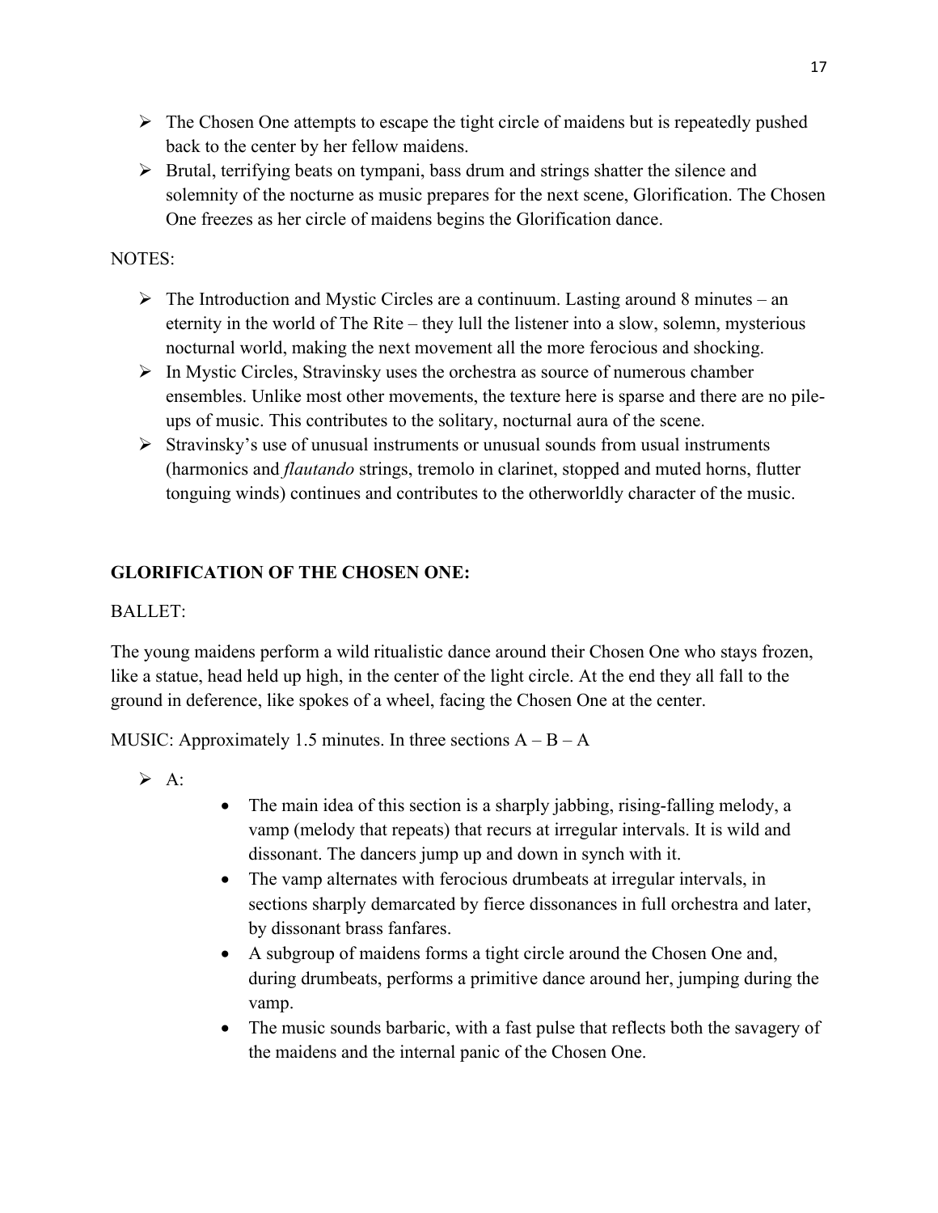- The Chosen One attempts to escape the tight circle of maidens but is repeatedly pushed back to the center by her fellow maidens.
- Brutal, terrifying beats on tympani, bass drum and strings shatter the silence and solemnity of the nocturne as music prepares for the next scene, Glorification. The Chosen One freezes as her circle of maidens begins the Glorification dance.

NOTES:

- The Introduction and Mystic Circles are a continuum. Lasting around 8 minutes – an eternity in the world of The Rite – they lull the listener into a slow, solemn, mysterious nocturnal world, making the next movement all the more ferocious and shocking.
- In Mystic Circles, Stravinsky uses the orchestra as source of numerous chamber ensembles. Unlike most other movements, the texture here is sparse and there are no pile-ups of music. This contributes to the solitary, nocturnal aura of the scene.
- Stravinsky's use of unusual instruments or unusual sounds from usual instruments (harmonics and *flautando* strings, tremolo in clarinet, stopped and muted horns, flutter tonguing winds) continues and contributes to the otherworldly character of the music.

**GLORIFICATION OF THE CHOSEN ONE:**

BALLET:

The young maidens perform a wild ritualistic dance around their Chosen One who stays frozen, like a statue, head held up high, in the center of the light circle. At the end they all fall to the ground in deference, like spokes of a wheel, facing the Chosen One at the center.

MUSIC: Approximately 1.5 minutes. In three sections A – B – A

- A:
    - The main idea of this section is a sharply jabbing, rising-falling melody, a vamp (melody that repeats) that recurs at irregular intervals. It is wild and dissonant. The dancers jump up and down in synch with it.
    - The vamp alternates with ferocious drumbeats at irregular intervals, in sections sharply demarcated by fierce dissonances in full orchestra and later, by dissonant brass fanfares.
    - A subgroup of maidens forms a tight circle around the Chosen One and, during drumbeats, performs a primitive dance around her, jumping during the vamp.
    - The music sounds barbaric, with a fast pulse that reflects both the savagery of the maidens and the internal panic of the Chosen One.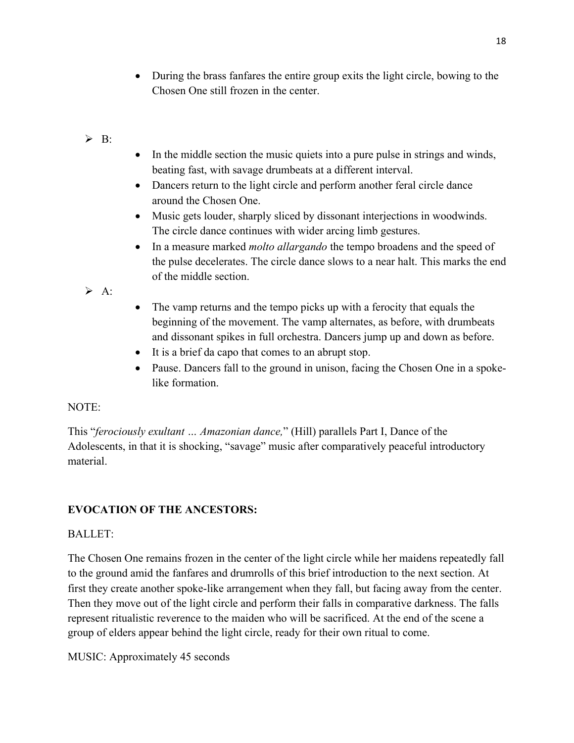- During the brass fanfares the entire group exits the light circle, bowing to the Chosen One still frozen in the center.

➢ B:

  - In the middle section the music quiets into a pure pulse in strings and winds, beating fast, with savage drumbeats at a different interval.
  - Dancers return to the light circle and perform another feral circle dance around the Chosen One.
  - Music gets louder, sharply sliced by dissonant interjections in woodwinds. The circle dance continues with wider arcing limb gestures.
  - In a measure marked *molto allargando* the tempo broadens and the speed of the pulse decelerates. The circle dance slows to a near halt. This marks the end of the middle section.

➢ A:

  - The vamp returns and the tempo picks up with a ferocity that equals the beginning of the movement. The vamp alternates, as before, with drumbeats and dissonant spikes in full orchestra. Dancers jump up and down as before.
  - It is a brief da capo that comes to an abrupt stop.
  - Pause. Dancers fall to the ground in unison, facing the Chosen One in a spoke-like formation.

NOTE:

This "*ferociously exultant … Amazonian dance,*" (Hill) parallels Part I, Dance of the Adolescents, in that it is shocking, "savage" music after comparatively peaceful introductory material.

**EVOCATION OF THE ANCESTORS:**

BALLET:

The Chosen One remains frozen in the center of the light circle while her maidens repeatedly fall to the ground amid the fanfares and drumrolls of this brief introduction to the next section. At first they create another spoke-like arrangement when they fall, but facing away from the center. Then they move out of the light circle and perform their falls in comparative darkness. The falls represent ritualistic reverence to the maiden who will be sacrificed. At the end of the scene a group of elders appear behind the light circle, ready for their own ritual to come.

MUSIC: Approximately 45 seconds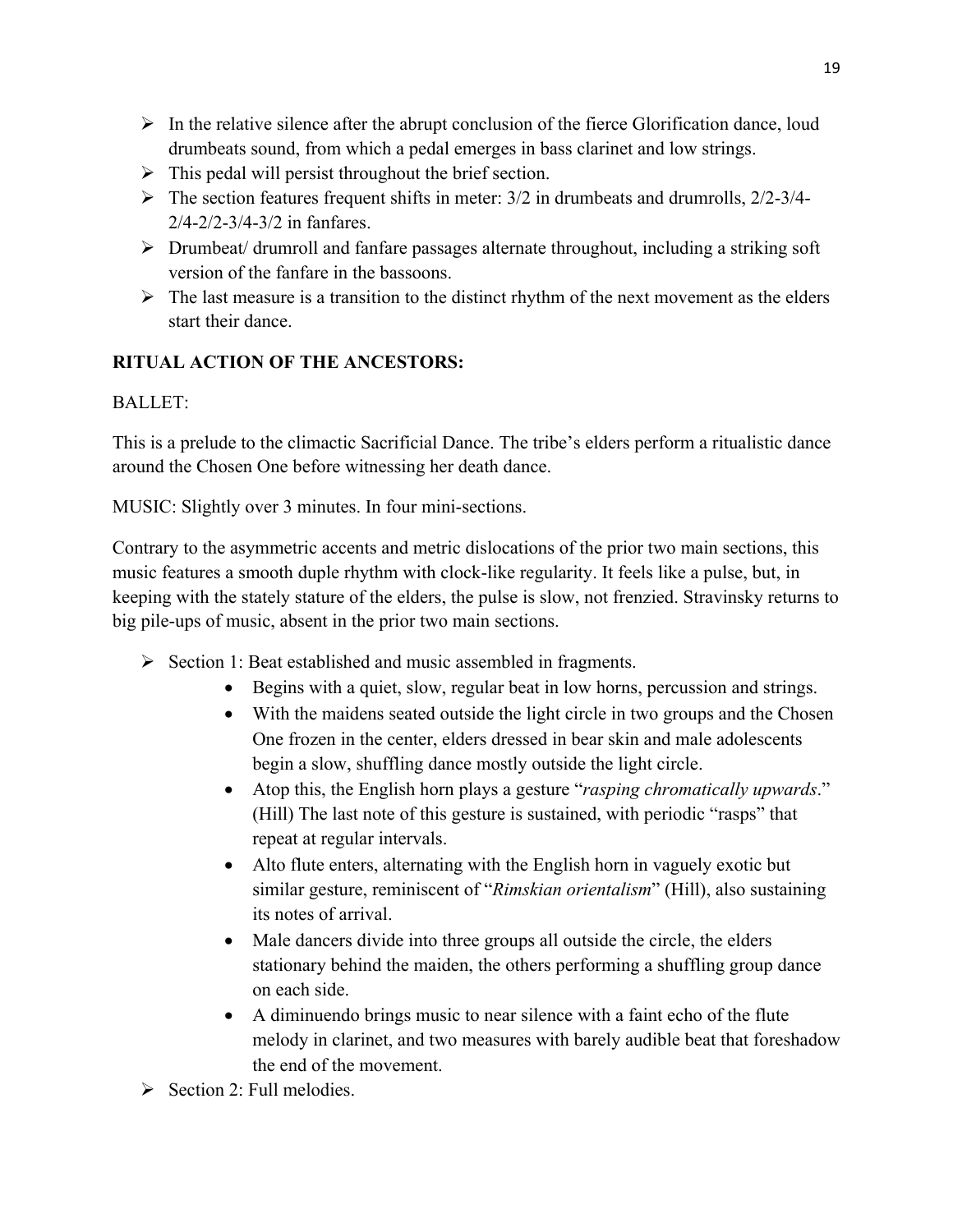- In the relative silence after the abrupt conclusion of the fierce Glorification dance, loud drumbeats sound, from which a pedal emerges in bass clarinet and low strings.
- This pedal will persist throughout the brief section.
- The section features frequent shifts in meter: 3/2 in drumbeats and drumrolls, 2/2-3/4-2/4-2/2-3/4-3/2 in fanfares.
- Drumbeat/ drumroll and fanfare passages alternate throughout, including a striking soft version of the fanfare in the bassoons.
- The last measure is a transition to the distinct rhythm of the next movement as the elders start their dance.

**RITUAL ACTION OF THE ANCESTORS:**

BALLET:

This is a prelude to the climactic Sacrificial Dance. The tribe's elders perform a ritualistic dance around the Chosen One before witnessing her death dance.

MUSIC: Slightly over 3 minutes. In four mini-sections.

Contrary to the asymmetric accents and metric dislocations of the prior two main sections, this music features a smooth duple rhythm with clock-like regularity. It feels like a pulse, but, in keeping with the stately stature of the elders, the pulse is slow, not frenzied. Stravinsky returns to big pile-ups of music, absent in the prior two main sections.

- Section 1: Beat established and music assembled in fragments.
    - Begins with a quiet, slow, regular beat in low horns, percussion and strings.
    - With the maidens seated outside the light circle in two groups and the Chosen One frozen in the center, elders dressed in bear skin and male adolescents begin a slow, shuffling dance mostly outside the light circle.
    - Atop this, the English horn plays a gesture "*rasping chromatically upwards*." (Hill) The last note of this gesture is sustained, with periodic "rasps" that repeat at regular intervals.
    - Alto flute enters, alternating with the English horn in vaguely exotic but similar gesture, reminiscent of "*Rimskian orientalism*" (Hill), also sustaining its notes of arrival.
    - Male dancers divide into three groups all outside the circle, the elders stationary behind the maiden, the others performing a shuffling group dance on each side.
    - A diminuendo brings music to near silence with a faint echo of the flute melody in clarinet, and two measures with barely audible beat that foreshadow the end of the movement.
- Section 2: Full melodies.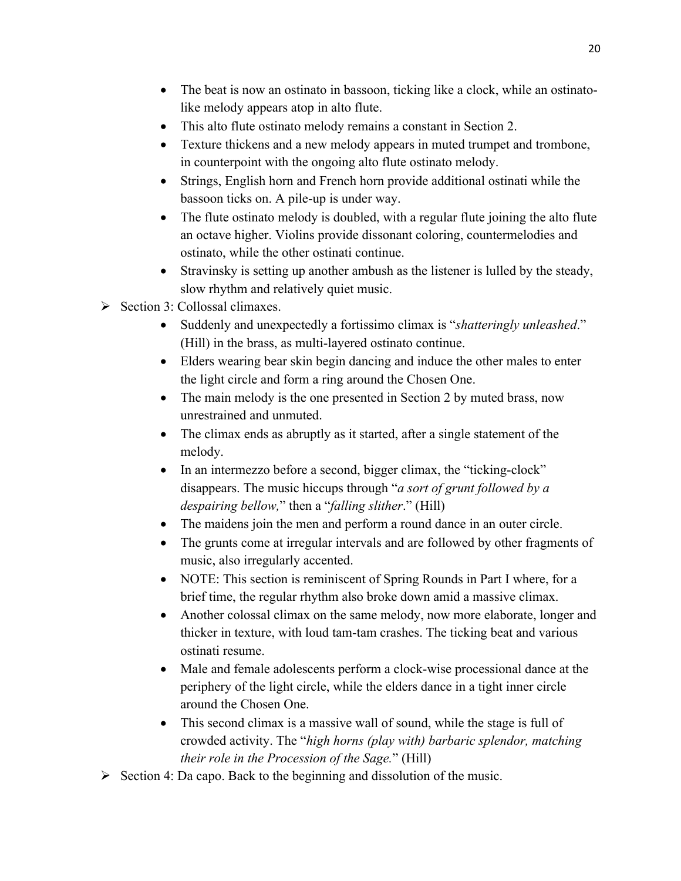- The beat is now an ostinato in bassoon, ticking like a clock, while an ostinato-like melody appears atop in alto flute.
- This alto flute ostinato melody remains a constant in Section 2.
- Texture thickens and a new melody appears in muted trumpet and trombone, in counterpoint with the ongoing alto flute ostinato melody.
- Strings, English horn and French horn provide additional ostinati while the bassoon ticks on. A pile-up is under way.
- The flute ostinato melody is doubled, with a regular flute joining the alto flute an octave higher. Violins provide dissonant coloring, countermelodies and ostinato, while the other ostinati continue.
- Stravinsky is setting up another ambush as the listener is lulled by the steady, slow rhythm and relatively quiet music.

➢ Section 3: Collossal climaxes.

- Suddenly and unexpectedly a fortissimo climax is "*shatteringly unleashed*." (Hill) in the brass, as multi-layered ostinato continue.
- Elders wearing bear skin begin dancing and induce the other males to enter the light circle and form a ring around the Chosen One.
- The main melody is the one presented in Section 2 by muted brass, now unrestrained and unmuted.
- The climax ends as abruptly as it started, after a single statement of the melody.
- In an intermezzo before a second, bigger climax, the "ticking-clock" disappears. The music hiccups through "*a sort of grunt followed by a despairing bellow,*" then a "*falling slither*." (Hill)
- The maidens join the men and perform a round dance in an outer circle.
- The grunts come at irregular intervals and are followed by other fragments of music, also irregularly accented.
- NOTE: This section is reminiscent of Spring Rounds in Part I where, for a brief time, the regular rhythm also broke down amid a massive climax.
- Another colossal climax on the same melody, now more elaborate, longer and thicker in texture, with loud tam-tam crashes. The ticking beat and various ostinati resume.
- Male and female adolescents perform a clock-wise processional dance at the periphery of the light circle, while the elders dance in a tight inner circle around the Chosen One.
- This second climax is a massive wall of sound, while the stage is full of crowded activity. The "*high horns (play with) barbaric splendor, matching their role in the Procession of the Sage.*" (Hill)

➢ Section 4: Da capo. Back to the beginning and dissolution of the music.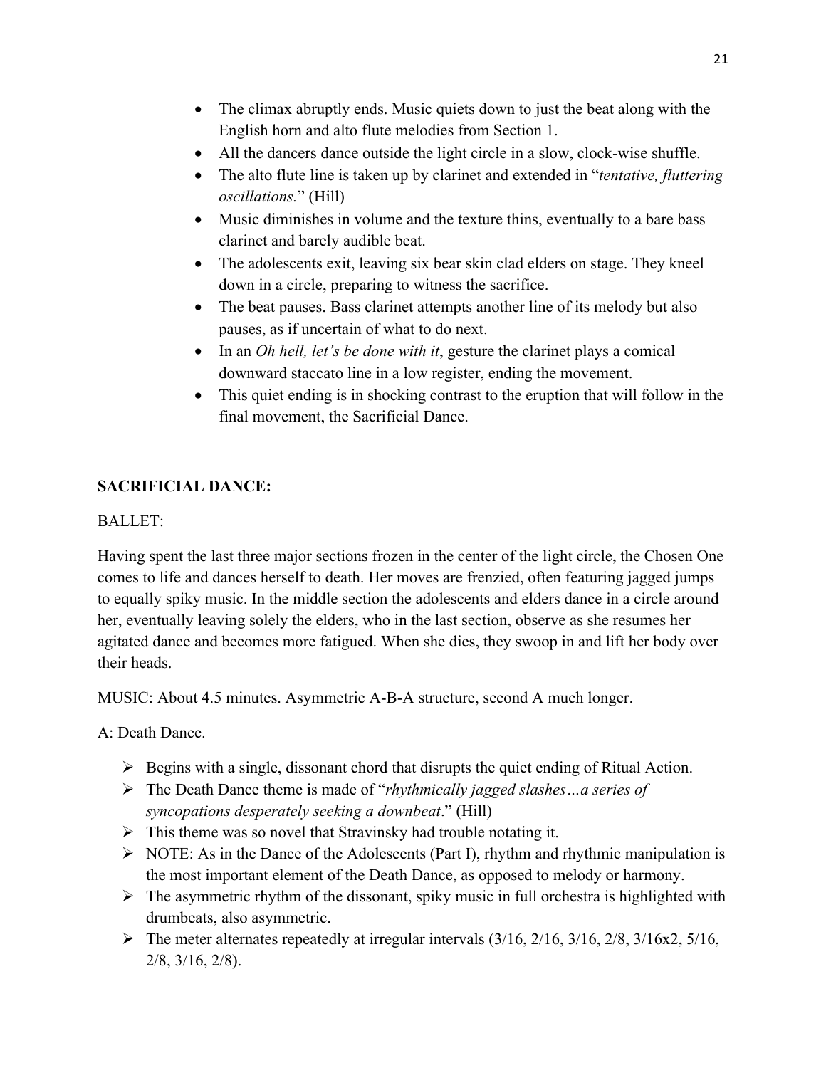- The climax abruptly ends. Music quiets down to just the beat along with the English horn and alto flute melodies from Section 1.
- All the dancers dance outside the light circle in a slow, clock-wise shuffle.
- The alto flute line is taken up by clarinet and extended in "*tentative, fluttering oscillations*." (Hill)
- Music diminishes in volume and the texture thins, eventually to a bare bass clarinet and barely audible beat.
- The adolescents exit, leaving six bear skin clad elders on stage. They kneel down in a circle, preparing to witness the sacrifice.
- The beat pauses. Bass clarinet attempts another line of its melody but also pauses, as if uncertain of what to do next.
- In an *Oh hell, let's be done with it*, gesture the clarinet plays a comical downward staccato line in a low register, ending the movement.
- This quiet ending is in shocking contrast to the eruption that will follow in the final movement, the Sacrificial Dance.

**SACRIFICIAL DANCE:**

BALLET:

Having spent the last three major sections frozen in the center of the light circle, the Chosen One comes to life and dances herself to death. Her moves are frenzied, often featuring jagged jumps to equally spiky music. In the middle section the adolescents and elders dance in a circle around her, eventually leaving solely the elders, who in the last section, observe as she resumes her agitated dance and becomes more fatigued. When she dies, they swoop in and lift her body over their heads.

MUSIC: About 4.5 minutes. Asymmetric A-B-A structure, second A much longer.

A: Death Dance.

- Begins with a single, dissonant chord that disrupts the quiet ending of Ritual Action.
- The Death Dance theme is made of "*rhythmically jagged slashes…a series of syncopations desperately seeking a downbeat*." (Hill)
- This theme was so novel that Stravinsky had trouble notating it.
- NOTE: As in the Dance of the Adolescents (Part I), rhythm and rhythmic manipulation is the most important element of the Death Dance, as opposed to melody or harmony.
- The asymmetric rhythm of the dissonant, spiky music in full orchestra is highlighted with drumbeats, also asymmetric.
- The meter alternates repeatedly at irregular intervals (3/16, 2/16, 3/16, 2/8, 3/16x2, 5/16, 2/8, 3/16, 2/8).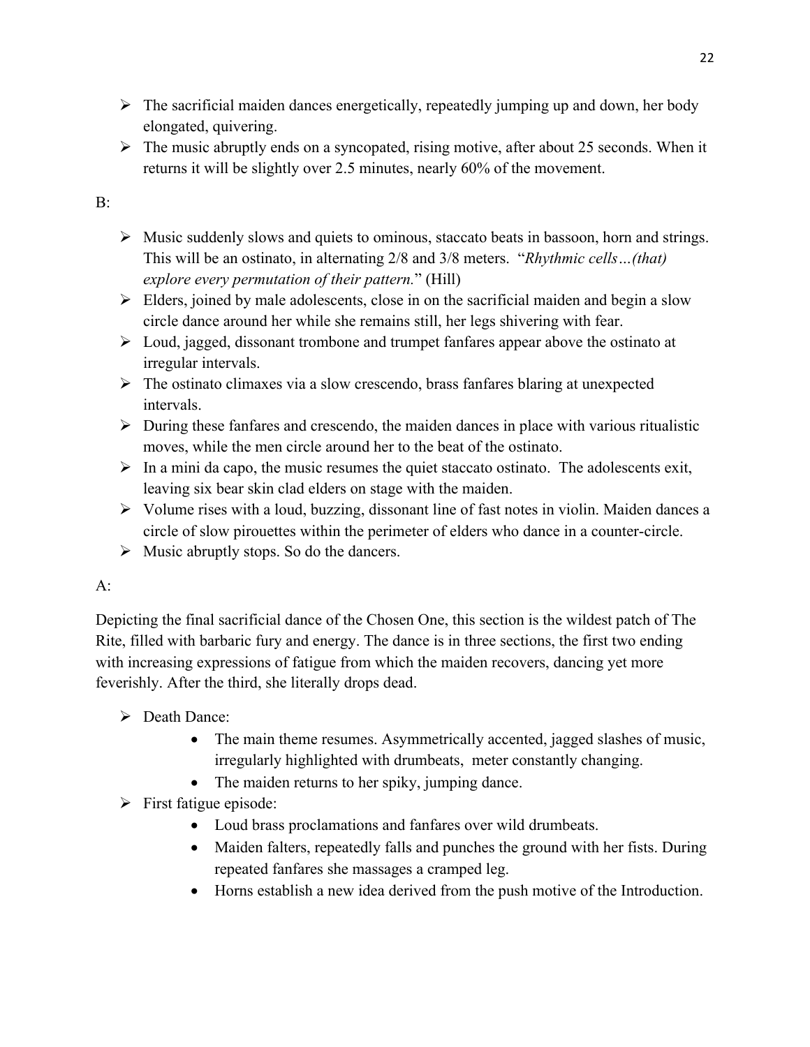- The sacrificial maiden dances energetically, repeatedly jumping up and down, her body elongated, quivering.
- The music abruptly ends on a syncopated, rising motive, after about 25 seconds. When it returns it will be slightly over 2.5 minutes, nearly 60% of the movement.

B:

- Music suddenly slows and quiets to ominous, staccato beats in bassoon, horn and strings. This will be an ostinato, in alternating 2/8 and 3/8 meters. "*Rhythmic cells…(that) explore every permutation of their pattern.*" (Hill)
- Elders, joined by male adolescents, close in on the sacrificial maiden and begin a slow circle dance around her while she remains still, her legs shivering with fear.
- Loud, jagged, dissonant trombone and trumpet fanfares appear above the ostinato at irregular intervals.
- The ostinato climaxes via a slow crescendo, brass fanfares blaring at unexpected intervals.
- During these fanfares and crescendo, the maiden dances in place with various ritualistic moves, while the men circle around her to the beat of the ostinato.
- In a mini da capo, the music resumes the quiet staccato ostinato. The adolescents exit, leaving six bear skin clad elders on stage with the maiden.
- Volume rises with a loud, buzzing, dissonant line of fast notes in violin. Maiden dances a circle of slow pirouettes within the perimeter of elders who dance in a counter-circle.
- Music abruptly stops. So do the dancers.

A:

Depicting the final sacrificial dance of the Chosen One, this section is the wildest patch of The Rite, filled with barbaric fury and energy. The dance is in three sections, the first two ending with increasing expressions of fatigue from which the maiden recovers, dancing yet more feverishly. After the third, she literally drops dead.

- Death Dance:
    - The main theme resumes. Asymmetrically accented, jagged slashes of music, irregularly highlighted with drumbeats, meter constantly changing.
    - The maiden returns to her spiky, jumping dance.
- First fatigue episode:
    - Loud brass proclamations and fanfares over wild drumbeats.
    - Maiden falters, repeatedly falls and punches the ground with her fists. During repeated fanfares she massages a cramped leg.
    - Horns establish a new idea derived from the push motive of the Introduction.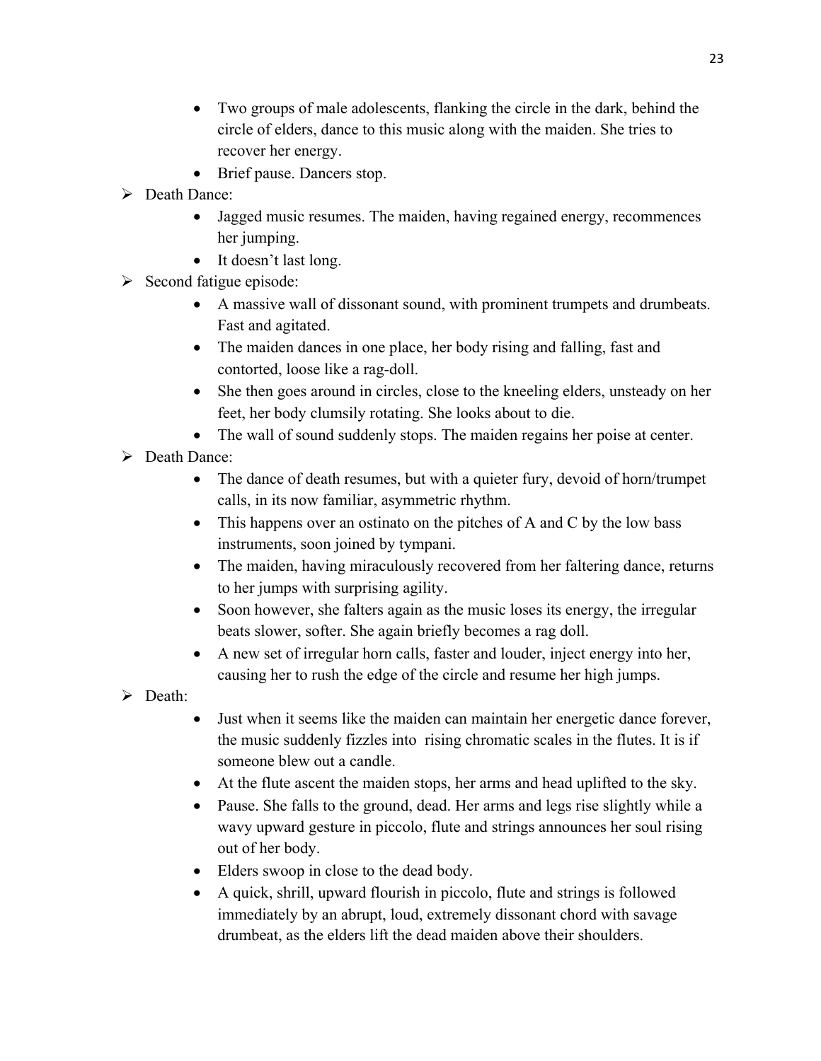- Two groups of male adolescents, flanking the circle in the dark, behind the circle of elders, dance to this music along with the maiden. She tries to recover her energy.
- Brief pause. Dancers stop.

- Death Dance:
  - Jagged music resumes. The maiden, having regained energy, recommences her jumping.
  - It doesn't last long.
- Second fatigue episode:
  - A massive wall of dissonant sound, with prominent trumpets and drumbeats. Fast and agitated.
  - The maiden dances in one place, her body rising and falling, fast and contorted, loose like a rag-doll.
  - She then goes around in circles, close to the kneeling elders, unsteady on her feet, her body clumsily rotating. She looks about to die.
  - The wall of sound suddenly stops. The maiden regains her poise at center.
- Death Dance:
  - The dance of death resumes, but with a quieter fury, devoid of horn/trumpet calls, in its now familiar, asymmetric rhythm.
  - This happens over an ostinato on the pitches of A and C by the low bass instruments, soon joined by tympani.
  - The maiden, having miraculously recovered from her faltering dance, returns to her jumps with surprising agility.
  - Soon however, she falters again as the music loses its energy, the irregular beats slower, softer. She again briefly becomes a rag doll.
  - A new set of irregular horn calls, faster and louder, inject energy into her, causing her to rush the edge of the circle and resume her high jumps.
- Death:
  - Just when it seems like the maiden can maintain her energetic dance forever, the music suddenly fizzles into rising chromatic scales in the flutes. It is if someone blew out a candle.
  - At the flute ascent the maiden stops, her arms and head uplifted to the sky.
  - Pause. She falls to the ground, dead. Her arms and legs rise slightly while a wavy upward gesture in piccolo, flute and strings announces her soul rising out of her body.
  - Elders swoop in close to the dead body.
  - A quick, shrill, upward flourish in piccolo, flute and strings is followed immediately by an abrupt, loud, extremely dissonant chord with savage drumbeat, as the elders lift the dead maiden above their shoulders.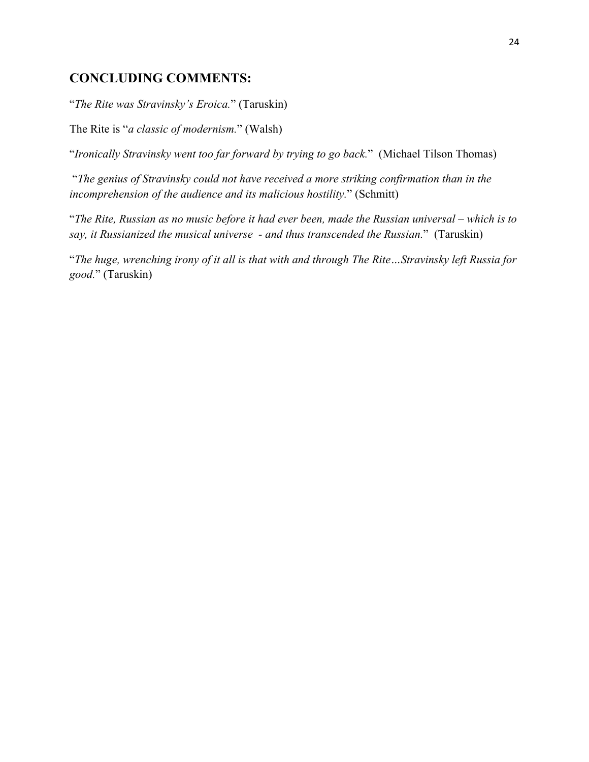## CONCLUDING COMMENTS:

"*The Rite was Stravinsky's Eroica.*" (Taruskin)

The Rite is "*a classic of modernism.*" (Walsh)

"*Ironically Stravinsky went too far forward by trying to go back.*" (Michael Tilson Thomas)

"*The genius of Stravinsky could not have received a more striking confirmation than in the incomprehension of the audience and its malicious hostility.*" (Schmitt)

"*The Rite, Russian as no music before it had ever been, made the Russian universal – which is to say, it Russianized the musical universe - and thus transcended the Russian.*" (Taruskin)

"*The huge, wrenching irony of it all is that with and through The Rite…Stravinsky left Russia for good.*" (Taruskin)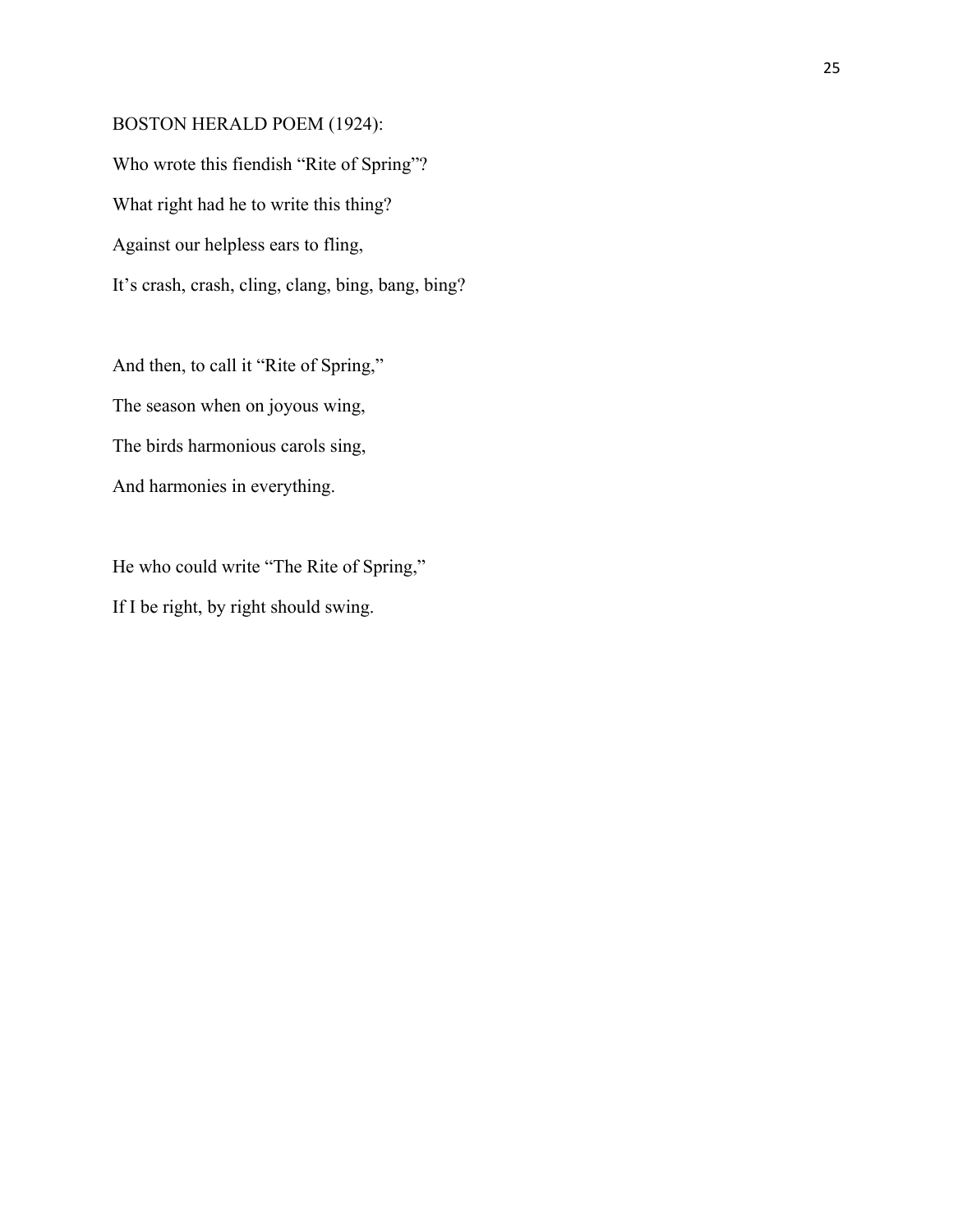BOSTON HERALD POEM (1924):

Who wrote this fiendish "Rite of Spring"?

What right had he to write this thing?

Against our helpless ears to fling,

It's crash, crash, cling, clang, bing, bang, bing?

And then, to call it "Rite of Spring,"

The season when on joyous wing,

The birds harmonious carols sing,

And harmonies in everything.

He who could write "The Rite of Spring,"

If I be right, by right should swing.